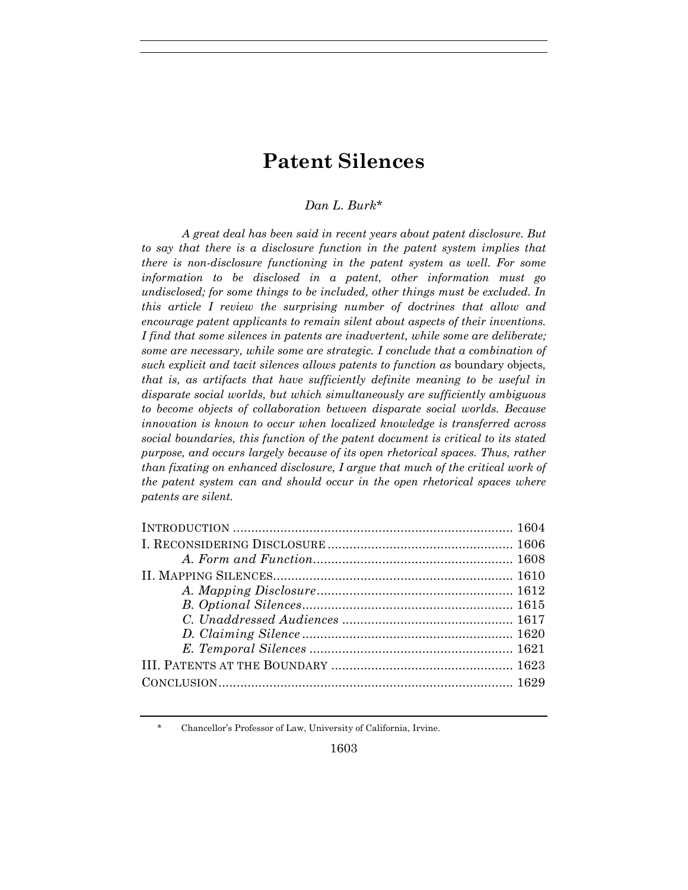# Patent Silences

*Dan L. Burk*[*]

*A great deal has been said in recent years about patent disclosure. But to say that there is a disclosure function in the patent system implies that there is non-disclosure functioning in the patent system as well. For some information to be disclosed in a patent, other information must go undisclosed; for some things to be included, other things must be excluded. In this article I review the surprising number of doctrines that allow and encourage patent applicants to remain silent about aspects of their inventions. I find that some silences in patents are inadvertent, while some are deliberate; some are necessary, while some are strategic. I conclude that a combination of such explicit and tacit silences allows patents to function as* boundary objects*, that is, as artifacts that have sufficiently definite meaning to be useful in disparate social worlds, but which simultaneously are sufficiently ambiguous to become objects of collaboration between disparate social worlds. Because innovation is known to occur when localized knowledge is transferred across social boundaries, this function of the patent document is critical to its stated purpose, and occurs largely because of its open rhetorical spaces. Thus, rather than fixating on enhanced disclosure, I argue that much of the critical work of the patent system can and should occur in the open rhetorical spaces where patents are silent.*

| | |
|---|---|
| INTRODUCTION | 1604 |
| I. RECONSIDERING DISCLOSURE | 1606 |
| *A. Form and Function* | 1608 |
| II. MAPPING SILENCES | 1610 |
| *A. Mapping Disclosure* | 1612 |
| *B. Optional Silences* | 1615 |
| *C. Unaddressed Audiences* | 1617 |
| *D. Claiming Silence* | 1620 |
| *E. Temporal Silences* | 1621 |
| III. PATENTS AT THE BOUNDARY | 1623 |
| CONCLUSION | 1629 |

[*] Chancellor's Professor of Law, University of California, Irvine.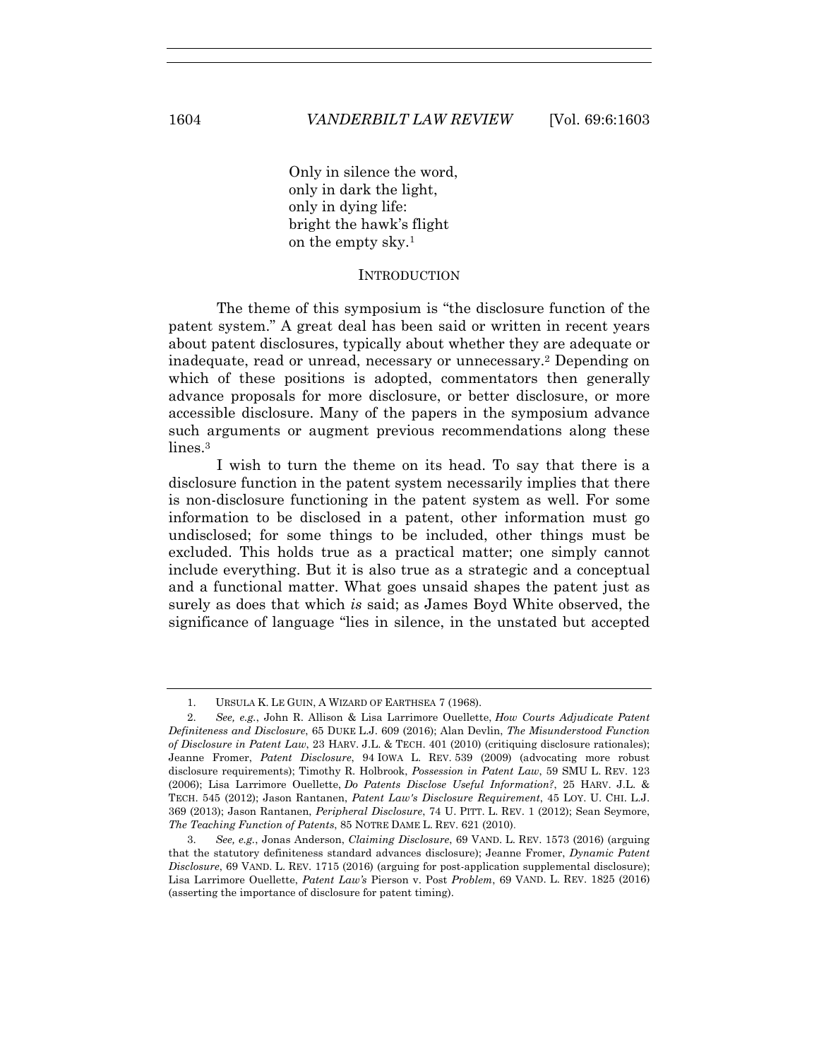Only in silence the word,  
only in dark the light,  
only in dying life:  
bright the hawk's flight  
on the empty sky.[1]

## INTRODUCTION

The theme of this symposium is "the disclosure function of the patent system." A great deal has been said or written in recent years about patent disclosures, typically about whether they are adequate or inadequate, read or unread, necessary or unnecessary.[2] Depending on which of these positions is adopted, commentators then generally advance proposals for more disclosure, or better disclosure, or more accessible disclosure. Many of the papers in the symposium advance such arguments or augment previous recommendations along these lines.[3]

I wish to turn the theme on its head. To say that there is a disclosure function in the patent system necessarily implies that there is non-disclosure functioning in the patent system as well. For some information to be disclosed in a patent, other information must go undisclosed; for some things to be included, other things must be excluded. This holds true as a practical matter; one simply cannot include everything. But it is also true as a strategic and a conceptual and a functional matter. What goes unsaid shapes the patent just as surely as does that which *is* said; as James Boyd White observed, the significance of language "lies in silence, in the unstated but accepted

---

1. URSULA K. LE GUIN, A WIZARD OF EARTHSEA 7 (1968).

2. *See, e.g.*, John R. Allison & Lisa Larrimore Ouellette, *How Courts Adjudicate Patent Definiteness and Disclosure*, 65 DUKE L.J. 609 (2016); Alan Devlin, *The Misunderstood Function of Disclosure in Patent Law*, 23 HARV. J.L. & TECH. 401 (2010) (critiquing disclosure rationales); Jeanne Fromer, *Patent Disclosure*, 94 IOWA L. REV. 539 (2009) (advocating more robust disclosure requirements); Timothy R. Holbrook, *Possession in Patent Law*, 59 SMU L. REV. 123 (2006); Lisa Larrimore Ouellette, *Do Patents Disclose Useful Information?*, 25 HARV. J.L. & TECH. 545 (2012); Jason Rantanen, *Patent Law's Disclosure Requirement*, 45 LOY. U. CHI. L.J. 369 (2013); Jason Rantanen, *Peripheral Disclosure*, 74 U. PITT. L. REV. 1 (2012); Sean Seymore, *The Teaching Function of Patents*, 85 NOTRE DAME L. REV. 621 (2010).

3. *See, e.g.*, Jonas Anderson, *Claiming Disclosure*, 69 VAND. L. REV. 1573 (2016) (arguing that the statutory definiteness standard advances disclosure); Jeanne Fromer, *Dynamic Patent Disclosure*, 69 VAND. L. REV. 1715 (2016) (arguing for post-application supplemental disclosure); Lisa Larrimore Ouellette, *Patent Law's* Pierson v. Post *Problem*, 69 VAND. L. REV. 1825 (2016) (asserting the importance of disclosure for patent timing).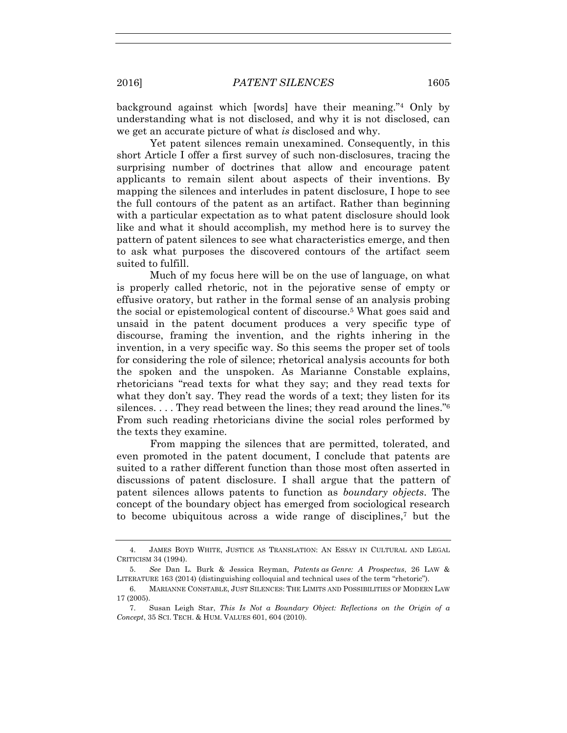background against which [words] have their meaning."[4] Only by understanding what is not disclosed, and why it is not disclosed, can we get an accurate picture of what *is* disclosed and why.

Yet patent silences remain unexamined. Consequently, in this short Article I offer a first survey of such non-disclosures, tracing the surprising number of doctrines that allow and encourage patent applicants to remain silent about aspects of their inventions. By mapping the silences and interludes in patent disclosure, I hope to see the full contours of the patent as an artifact. Rather than beginning with a particular expectation as to what patent disclosure should look like and what it should accomplish, my method here is to survey the pattern of patent silences to see what characteristics emerge, and then to ask what purposes the discovered contours of the artifact seem suited to fulfill.

Much of my focus here will be on the use of language, on what is properly called rhetoric, not in the pejorative sense of empty or effusive oratory, but rather in the formal sense of an analysis probing the social or epistemological content of discourse.[5] What goes said and unsaid in the patent document produces a very specific type of discourse, framing the invention, and the rights inhering in the invention, in a very specific way. So this seems the proper set of tools for considering the role of silence; rhetorical analysis accounts for both the spoken and the unspoken. As Marianne Constable explains, rhetoricians "read texts for what they say; and they read texts for what they don't say. They read the words of a text; they listen for its silences. . . . They read between the lines; they read around the lines."[6] From such reading rhetoricians divine the social roles performed by the texts they examine.

From mapping the silences that are permitted, tolerated, and even promoted in the patent document, I conclude that patents are suited to a rather different function than those most often asserted in discussions of patent disclosure. I shall argue that the pattern of patent silences allows patents to function as *boundary objects*. The concept of the boundary object has emerged from sociological research to become ubiquitous across a wide range of disciplines,[7] but the

---

4. JAMES BOYD WHITE, JUSTICE AS TRANSLATION: AN ESSAY IN CULTURAL AND LEGAL CRITICISM 34 (1994).

5. *See* Dan L. Burk & Jessica Reyman, *Patents as Genre: A Prospectus*, 26 LAW & LITERATURE 163 (2014) (distinguishing colloquial and technical uses of the term "rhetoric").

6. MARIANNE CONSTABLE, JUST SILENCES: THE LIMITS AND POSSIBILITIES OF MODERN LAW 17 (2005).

7. Susan Leigh Star, *This Is Not a Boundary Object: Reflections on the Origin of a Concept*, 35 SCI. TECH. & HUM. VALUES 601, 604 (2010).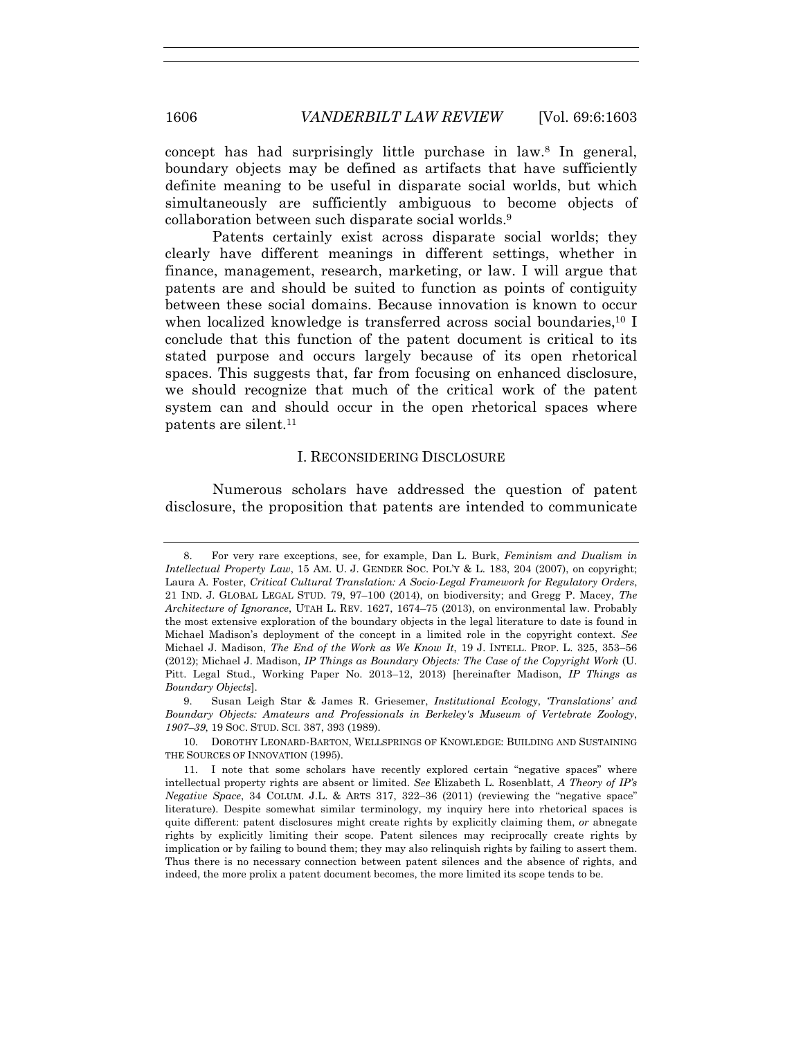concept has had surprisingly little purchase in law.[8] In general, boundary objects may be defined as artifacts that have sufficiently definite meaning to be useful in disparate social worlds, but which simultaneously are sufficiently ambiguous to become objects of collaboration between such disparate social worlds.[9]

Patents certainly exist across disparate social worlds; they clearly have different meanings in different settings, whether in finance, management, research, marketing, or law. I will argue that patents are and should be suited to function as points of contiguity between these social domains. Because innovation is known to occur when localized knowledge is transferred across social boundaries,[10] I conclude that this function of the patent document is critical to its stated purpose and occurs largely because of its open rhetorical spaces. This suggests that, far from focusing on enhanced disclosure, we should recognize that much of the critical work of the patent system can and should occur in the open rhetorical spaces where patents are silent.[11]

## I. RECONSIDERING DISCLOSURE

Numerous scholars have addressed the question of patent disclosure, the proposition that patents are intended to communicate

---

8. For very rare exceptions, see, for example, Dan L. Burk, *Feminism and Dualism in Intellectual Property Law*, 15 AM. U. J. GENDER SOC. POL'Y & L. 183, 204 (2007), on copyright; Laura A. Foster, *Critical Cultural Translation: A Socio-Legal Framework for Regulatory Orders*, 21 IND. J. GLOBAL LEGAL STUD. 79, 97–100 (2014), on biodiversity; and Gregg P. Macey, *The Architecture of Ignorance*, UTAH L. REV. 1627, 1674–75 (2013), on environmental law. Probably the most extensive exploration of the boundary objects in the legal literature to date is found in Michael Madison's deployment of the concept in a limited role in the copyright context. *See* Michael J. Madison, *The End of the Work as We Know It*, 19 J. INTELL. PROP. L. 325, 353–56 (2012); Michael J. Madison, *IP Things as Boundary Objects: The Case of the Copyright Work* (U. Pitt. Legal Stud., Working Paper No. 2013–12, 2013) [hereinafter Madison, *IP Things as Boundary Objects*].

9. Susan Leigh Star & James R. Griesemer, *Institutional Ecology, 'Translations' and Boundary Objects: Amateurs and Professionals in Berkeley's Museum of Vertebrate Zoology, 1907–39*, 19 SOC. STUD. SCI. 387, 393 (1989).

10. DOROTHY LEONARD-BARTON, WELLSPRINGS OF KNOWLEDGE: BUILDING AND SUSTAINING THE SOURCES OF INNOVATION (1995).

11. I note that some scholars have recently explored certain "negative spaces" where intellectual property rights are absent or limited. *See* Elizabeth L. Rosenblatt, *A Theory of IP's Negative Space*, 34 COLUM. J.L. & ARTS 317, 322–36 (2011) (reviewing the "negative space" literature). Despite somewhat similar terminology, my inquiry here into rhetorical spaces is quite different: patent disclosures might create rights by explicitly claiming them, *or* abnegate rights by explicitly limiting their scope. Patent silences may reciprocally create rights by implication or by failing to bound them; they may also relinquish rights by failing to assert them. Thus there is no necessary connection between patent silences and the absence of rights, and indeed, the more prolix a patent document becomes, the more limited its scope tends to be.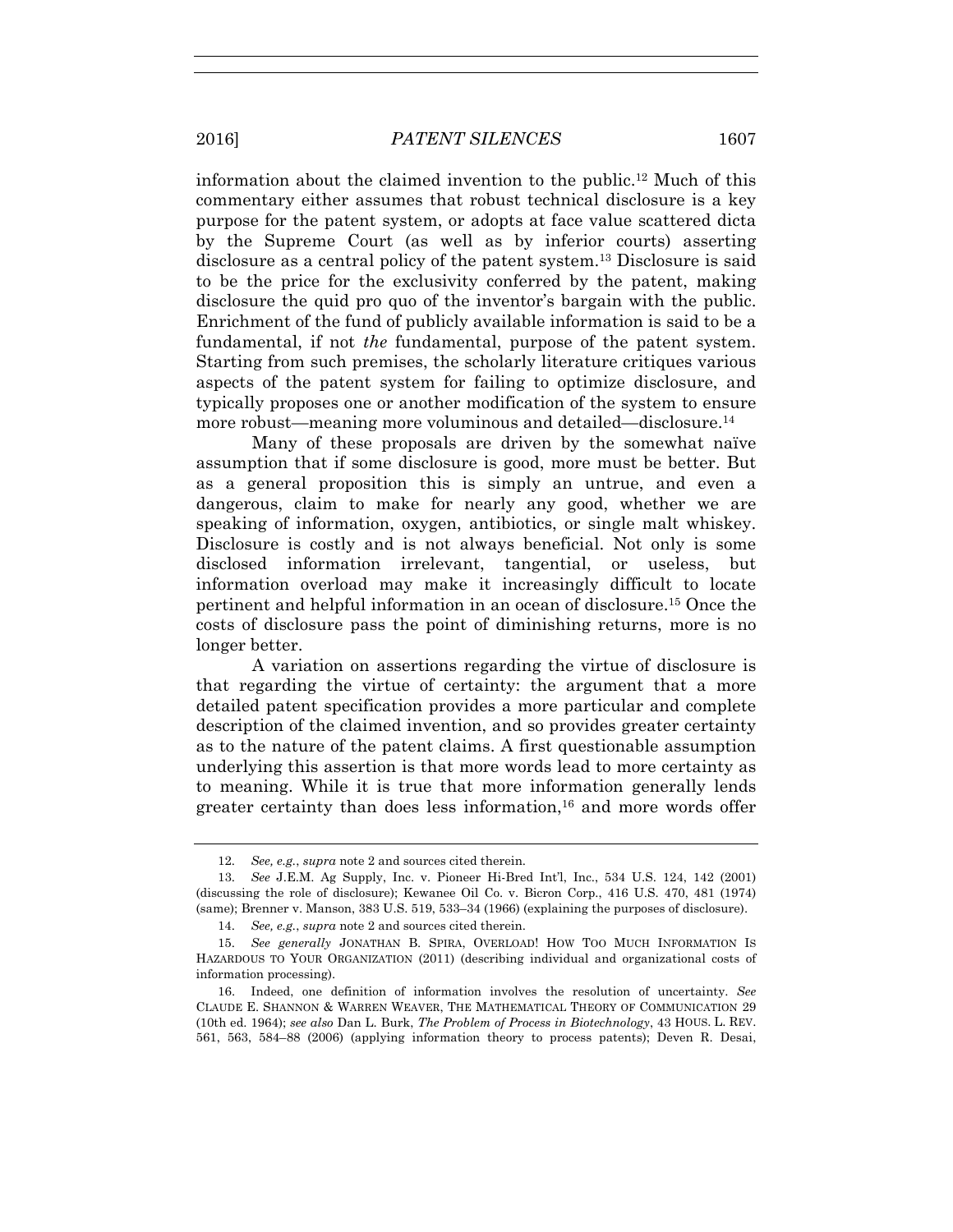information about the claimed invention to the public.[12] Much of this commentary either assumes that robust technical disclosure is a key purpose for the patent system, or adopts at face value scattered dicta by the Supreme Court (as well as by inferior courts) asserting disclosure as a central policy of the patent system.[13] Disclosure is said to be the price for the exclusivity conferred by the patent, making disclosure the quid pro quo of the inventor's bargain with the public. Enrichment of the fund of publicly available information is said to be a fundamental, if not *the* fundamental, purpose of the patent system. Starting from such premises, the scholarly literature critiques various aspects of the patent system for failing to optimize disclosure, and typically proposes one or another modification of the system to ensure more robust—meaning more voluminous and detailed—disclosure.[14]

Many of these proposals are driven by the somewhat naïve assumption that if some disclosure is good, more must be better. But as a general proposition this is simply an untrue, and even a dangerous, claim to make for nearly any good, whether we are speaking of information, oxygen, antibiotics, or single malt whiskey. Disclosure is costly and is not always beneficial. Not only is some disclosed information irrelevant, tangential, or useless, but information overload may make it increasingly difficult to locate pertinent and helpful information in an ocean of disclosure.[15] Once the costs of disclosure pass the point of diminishing returns, more is no longer better.

A variation on assertions regarding the virtue of disclosure is that regarding the virtue of certainty: the argument that a more detailed patent specification provides a more particular and complete description of the claimed invention, and so provides greater certainty as to the nature of the patent claims. A first questionable assumption underlying this assertion is that more words lead to more certainty as to meaning. While it is true that more information generally lends greater certainty than does less information,[16] and more words offer

---

12. *See, e.g.*, *supra* note 2 and sources cited therein.

13. *See* J.E.M. Ag Supply, Inc. v. Pioneer Hi-Bred Int'l, Inc., 534 U.S. 124, 142 (2001) (discussing the role of disclosure); Kewanee Oil Co. v. Bicron Corp., 416 U.S. 470, 481 (1974) (same); Brenner v. Manson, 383 U.S. 519, 533–34 (1966) (explaining the purposes of disclosure).

14. *See, e.g.*, *supra* note 2 and sources cited therein.

15. *See generally* JONATHAN B. SPIRA, OVERLOAD! HOW TOO MUCH INFORMATION IS HAZARDOUS TO YOUR ORGANIZATION (2011) (describing individual and organizational costs of information processing).

16. Indeed, one definition of information involves the resolution of uncertainty. *See* CLAUDE E. SHANNON & WARREN WEAVER, THE MATHEMATICAL THEORY OF COMMUNICATION 29 (10th ed. 1964); *see also* Dan L. Burk, *The Problem of Process in Biotechnology*, 43 HOUS. L. REV. 561, 563, 584–88 (2006) (applying information theory to process patents); Deven R. Desai,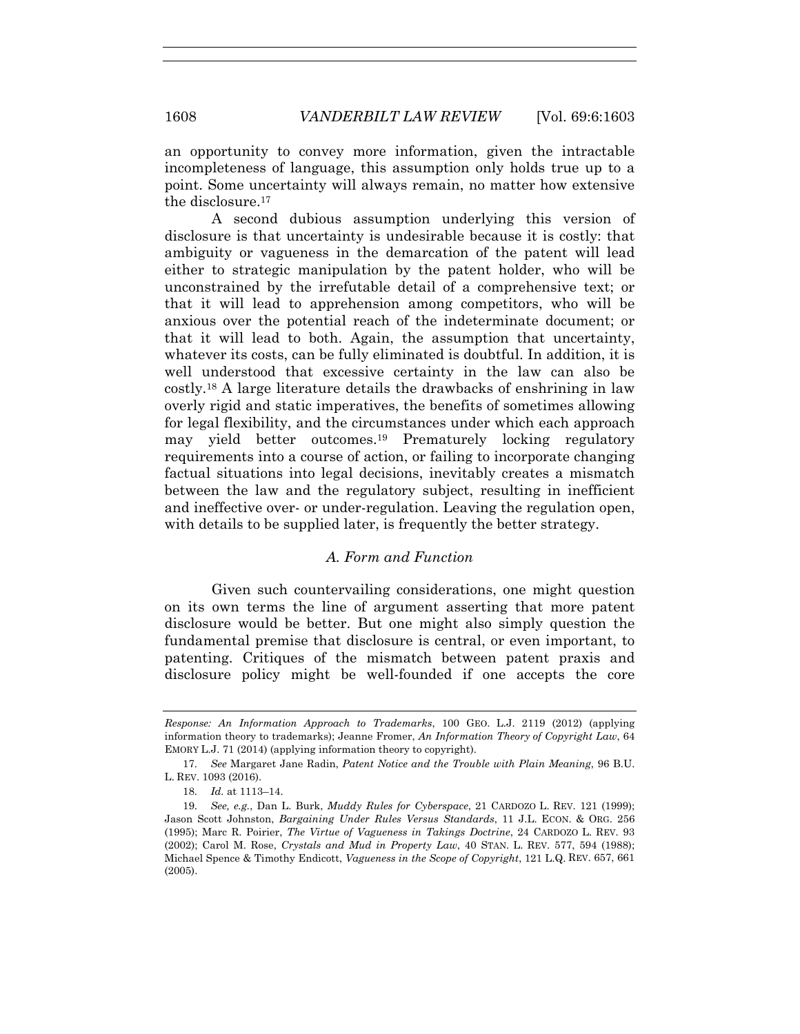an opportunity to convey more information, given the intractable incompleteness of language, this assumption only holds true up to a point. Some uncertainty will always remain, no matter how extensive the disclosure.[17]

A second dubious assumption underlying this version of disclosure is that uncertainty is undesirable because it is costly: that ambiguity or vagueness in the demarcation of the patent will lead either to strategic manipulation by the patent holder, who will be unconstrained by the irrefutable detail of a comprehensive text; or that it will lead to apprehension among competitors, who will be anxious over the potential reach of the indeterminate document; or that it will lead to both. Again, the assumption that uncertainty, whatever its costs, can be fully eliminated is doubtful. In addition, it is well understood that excessive certainty in the law can also be costly.[18] A large literature details the drawbacks of enshrining in law overly rigid and static imperatives, the benefits of sometimes allowing for legal flexibility, and the circumstances under which each approach may yield better outcomes.[19] Prematurely locking regulatory requirements into a course of action, or failing to incorporate changing factual situations into legal decisions, inevitably creates a mismatch between the law and the regulatory subject, resulting in inefficient and ineffective over- or under-regulation. Leaving the regulation open, with details to be supplied later, is frequently the better strategy.

### *A. Form and Function*

Given such countervailing considerations, one might question on its own terms the line of argument asserting that more patent disclosure would be better. But one might also simply question the fundamental premise that disclosure is central, or even important, to patenting. Critiques of the mismatch between patent praxis and disclosure policy might be well-founded if one accepts the core

---

*Response: An Information Approach to Trademarks*, 100 GEO. L.J. 2119 (2012) (applying information theory to trademarks); Jeanne Fromer, *An Information Theory of Copyright Law*, 64 EMORY L.J. 71 (2014) (applying information theory to copyright).

17. *See* Margaret Jane Radin, *Patent Notice and the Trouble with Plain Meaning*, 96 B.U. L. REV. 1093 (2016).

18. *Id.* at 1113–14.

19. *See, e.g.*, Dan L. Burk, *Muddy Rules for Cyberspace*, 21 CARDOZO L. REV. 121 (1999); Jason Scott Johnston, *Bargaining Under Rules Versus Standards*, 11 J.L. ECON. & ORG. 256 (1995); Marc R. Poirier, *The Virtue of Vagueness in Takings Doctrine*, 24 CARDOZO L. REV. 93 (2002); Carol M. Rose, *Crystals and Mud in Property Law*, 40 STAN. L. REV. 577, 594 (1988); Michael Spence & Timothy Endicott, *Vagueness in the Scope of Copyright*, 121 L.Q. REV. 657, 661 (2005).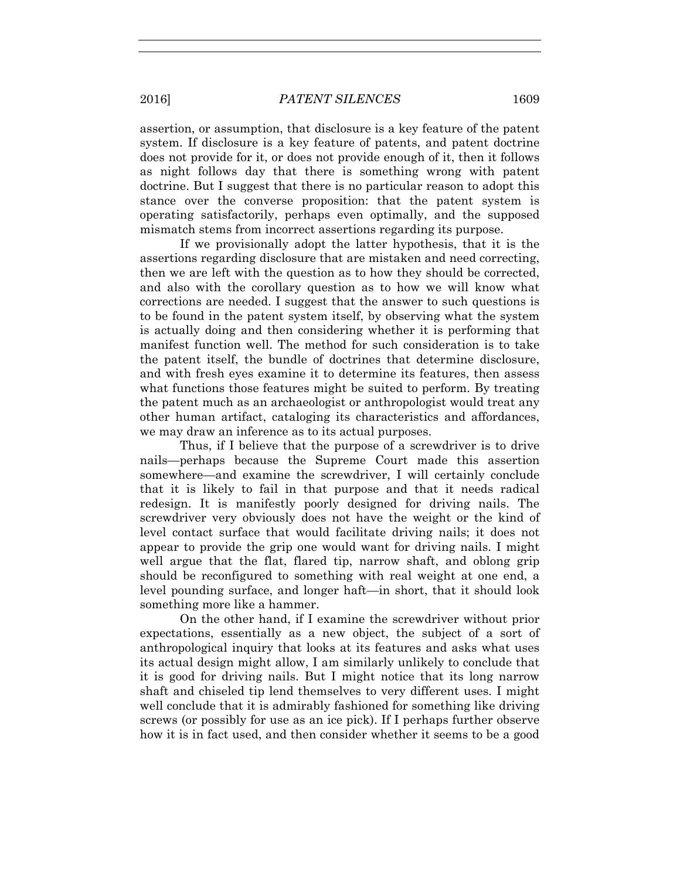assertion, or assumption, that disclosure is a key feature of the patent system. If disclosure is a key feature of patents, and patent doctrine does not provide for it, or does not provide enough of it, then it follows as night follows day that there is something wrong with patent doctrine. But I suggest that there is no particular reason to adopt this stance over the converse proposition: that the patent system is operating satisfactorily, perhaps even optimally, and the supposed mismatch stems from incorrect assertions regarding its purpose.

If we provisionally adopt the latter hypothesis, that it is the assertions regarding disclosure that are mistaken and need correcting, then we are left with the question as to how they should be corrected, and also with the corollary question as to how we will know what corrections are needed. I suggest that the answer to such questions is to be found in the patent system itself, by observing what the system is actually doing and then considering whether it is performing that manifest function well. The method for such consideration is to take the patent itself, the bundle of doctrines that determine disclosure, and with fresh eyes examine it to determine its features, then assess what functions those features might be suited to perform. By treating the patent much as an archaeologist or anthropologist would treat any other human artifact, cataloging its characteristics and affordances, we may draw an inference as to its actual purposes.

Thus, if I believe that the purpose of a screwdriver is to drive nails—perhaps because the Supreme Court made this assertion somewhere—and examine the screwdriver, I will certainly conclude that it is likely to fail in that purpose and that it needs radical redesign. It is manifestly poorly designed for driving nails. The screwdriver very obviously does not have the weight or the kind of level contact surface that would facilitate driving nails; it does not appear to provide the grip one would want for driving nails. I might well argue that the flat, flared tip, narrow shaft, and oblong grip should be reconfigured to something with real weight at one end, a level pounding surface, and longer haft—in short, that it should look something more like a hammer.

On the other hand, if I examine the screwdriver without prior expectations, essentially as a new object, the subject of a sort of anthropological inquiry that looks at its features and asks what uses its actual design might allow, I am similarly unlikely to conclude that it is good for driving nails. But I might notice that its long narrow shaft and chiseled tip lend themselves to very different uses. I might well conclude that it is admirably fashioned for something like driving screws (or possibly for use as an ice pick). If I perhaps further observe how it is in fact used, and then consider whether it seems to be a good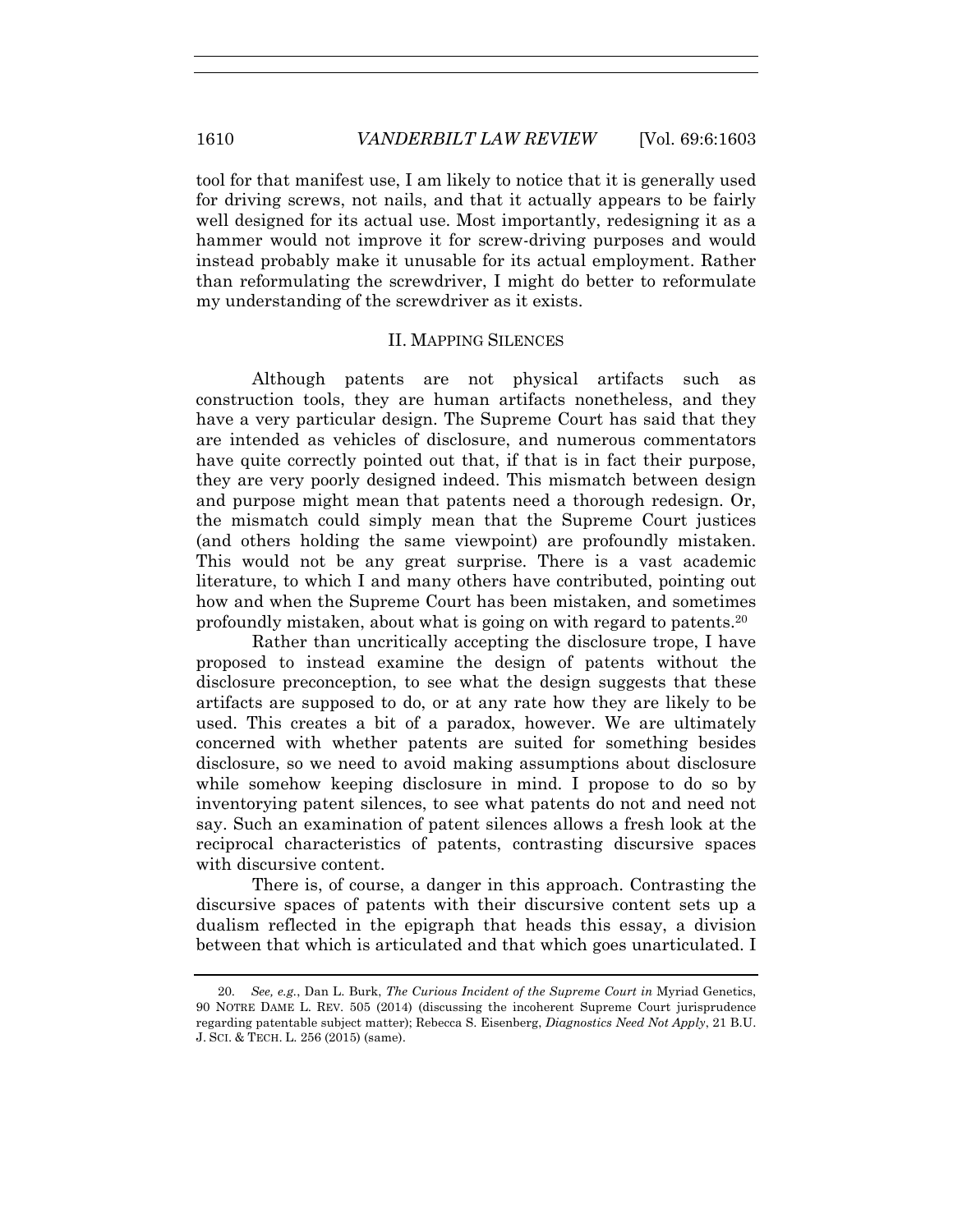tool for that manifest use, I am likely to notice that it is generally used for driving screws, not nails, and that it actually appears to be fairly well designed for its actual use. Most importantly, redesigning it as a hammer would not improve it for screw-driving purposes and would instead probably make it unusable for its actual employment. Rather than reformulating the screwdriver, I might do better to reformulate my understanding of the screwdriver as it exists.

## II. MAPPING SILENCES

Although patents are not physical artifacts such as construction tools, they are human artifacts nonetheless, and they have a very particular design. The Supreme Court has said that they are intended as vehicles of disclosure, and numerous commentators have quite correctly pointed out that, if that is in fact their purpose, they are very poorly designed indeed. This mismatch between design and purpose might mean that patents need a thorough redesign. Or, the mismatch could simply mean that the Supreme Court justices (and others holding the same viewpoint) are profoundly mistaken. This would not be any great surprise. There is a vast academic literature, to which I and many others have contributed, pointing out how and when the Supreme Court has been mistaken, and sometimes profoundly mistaken, about what is going on with regard to patents.[20]

Rather than uncritically accepting the disclosure trope, I have proposed to instead examine the design of patents without the disclosure preconception, to see what the design suggests that these artifacts are supposed to do, or at any rate how they are likely to be used. This creates a bit of a paradox, however. We are ultimately concerned with whether patents are suited for something besides disclosure, so we need to avoid making assumptions about disclosure while somehow keeping disclosure in mind. I propose to do so by inventorying patent silences, to see what patents do not and need not say. Such an examination of patent silences allows a fresh look at the reciprocal characteristics of patents, contrasting discursive spaces with discursive content.

There is, of course, a danger in this approach. Contrasting the discursive spaces of patents with their discursive content sets up a dualism reflected in the epigraph that heads this essay, a division between that which is articulated and that which goes unarticulated. I

---

20. *See, e.g.*, Dan L. Burk, *The Curious Incident of the Supreme Court in* Myriad Genetics, 90 NOTRE DAME L. REV. 505 (2014) (discussing the incoherent Supreme Court jurisprudence regarding patentable subject matter); Rebecca S. Eisenberg, *Diagnostics Need Not Apply*, 21 B.U. J. SCI. & TECH. L. 256 (2015) (same).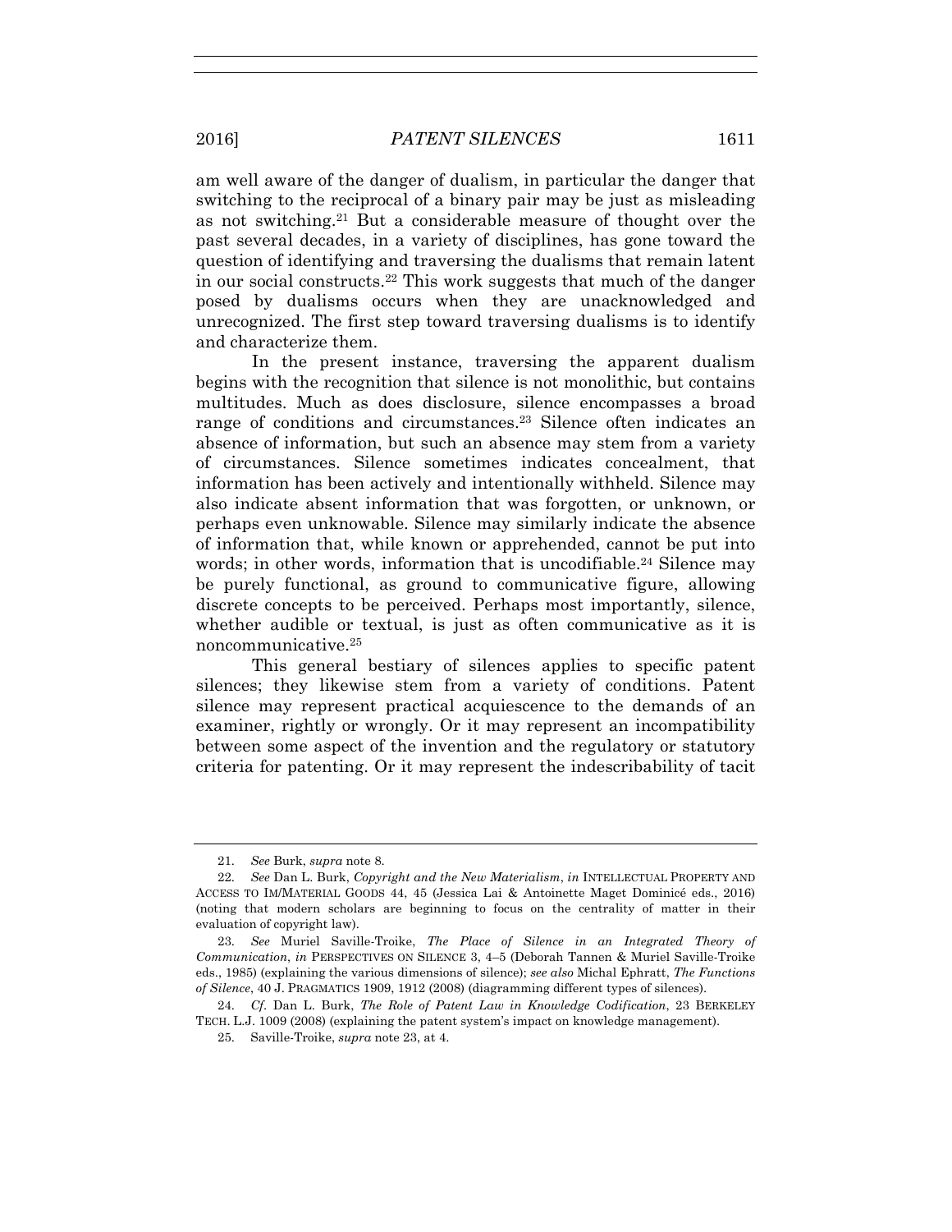am well aware of the danger of dualism, in particular the danger that switching to the reciprocal of a binary pair may be just as misleading as not switching.[21] But a considerable measure of thought over the past several decades, in a variety of disciplines, has gone toward the question of identifying and traversing the dualisms that remain latent in our social constructs.[22] This work suggests that much of the danger posed by dualisms occurs when they are unacknowledged and unrecognized. The first step toward traversing dualisms is to identify and characterize them.

In the present instance, traversing the apparent dualism begins with the recognition that silence is not monolithic, but contains multitudes. Much as does disclosure, silence encompasses a broad range of conditions and circumstances.[23] Silence often indicates an absence of information, but such an absence may stem from a variety of circumstances. Silence sometimes indicates concealment, that information has been actively and intentionally withheld. Silence may also indicate absent information that was forgotten, or unknown, or perhaps even unknowable. Silence may similarly indicate the absence of information that, while known or apprehended, cannot be put into words; in other words, information that is uncodifiable.[24] Silence may be purely functional, as ground to communicative figure, allowing discrete concepts to be perceived. Perhaps most importantly, silence, whether audible or textual, is just as often communicative as it is noncommunicative.[25]

This general bestiary of silences applies to specific patent silences; they likewise stem from a variety of conditions. Patent silence may represent practical acquiescence to the demands of an examiner, rightly or wrongly. Or it may represent an incompatibility between some aspect of the invention and the regulatory or statutory criteria for patenting. Or it may represent the indescribability of tacit

---

21. *See* Burk, *supra* note 8.

22. *See* Dan L. Burk, *Copyright and the New Materialism*, *in* INTELLECTUAL PROPERTY AND ACCESS TO IM/MATERIAL GOODS 44, 45 (Jessica Lai & Antoinette Maget Dominicé eds., 2016) (noting that modern scholars are beginning to focus on the centrality of matter in their evaluation of copyright law).

23. *See* Muriel Saville-Troike, *The Place of Silence in an Integrated Theory of Communication*, *in* PERSPECTIVES ON SILENCE 3, 4–5 (Deborah Tannen & Muriel Saville-Troike eds., 1985) (explaining the various dimensions of silence); *see also* Michal Ephratt, *The Functions of Silence*, 40 J. PRAGMATICS 1909, 1912 (2008) (diagramming different types of silences).

24. *Cf.* Dan L. Burk, *The Role of Patent Law in Knowledge Codification*, 23 BERKELEY TECH. L.J. 1009 (2008) (explaining the patent system's impact on knowledge management).

25. Saville-Troike, *supra* note 23, at 4.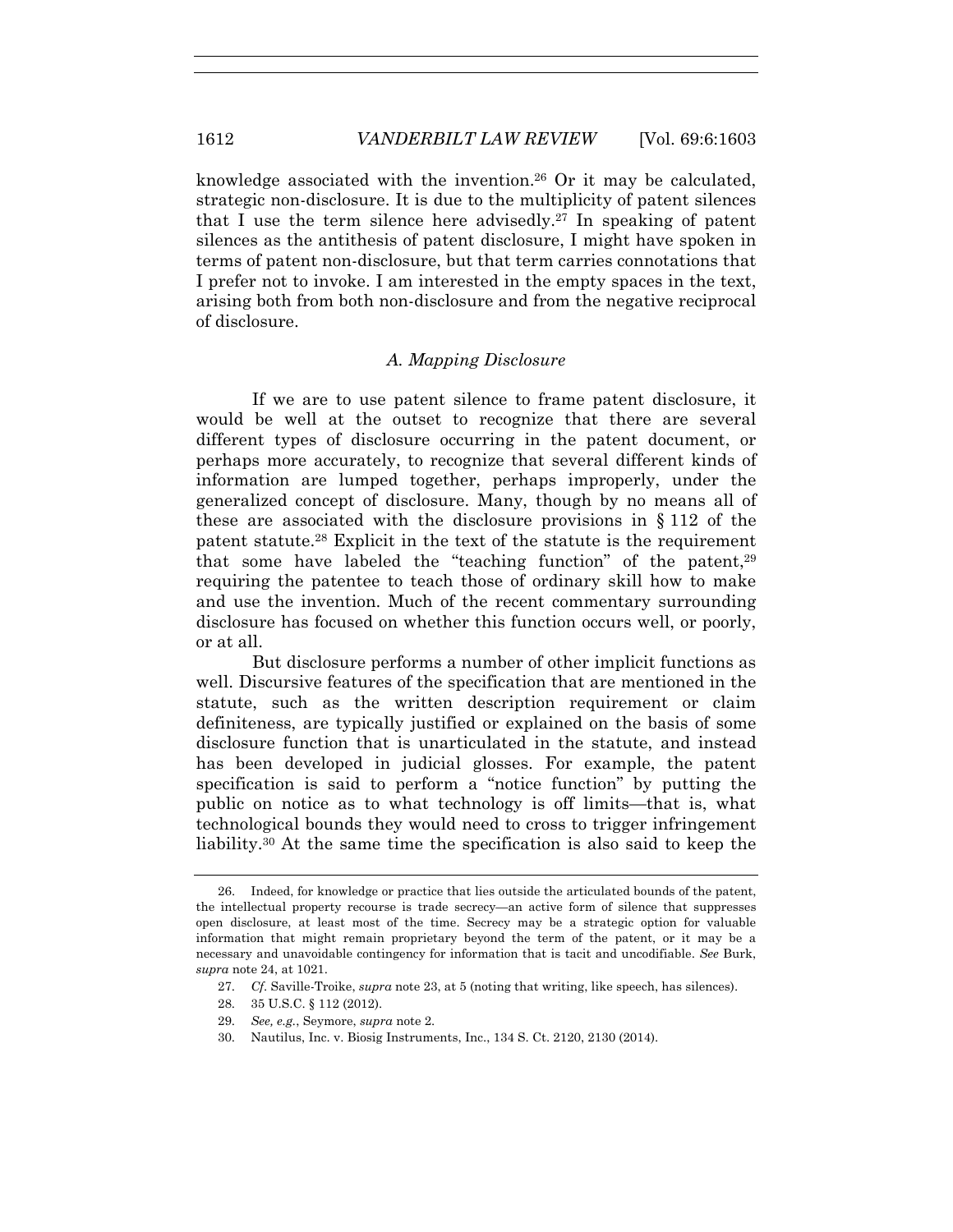knowledge associated with the invention.[26] Or it may be calculated, strategic non-disclosure. It is due to the multiplicity of patent silences that I use the term silence here advisedly.[27] In speaking of patent silences as the antithesis of patent disclosure, I might have spoken in terms of patent non-disclosure, but that term carries connotations that I prefer not to invoke. I am interested in the empty spaces in the text, arising both from both non-disclosure and from the negative reciprocal of disclosure.

### *A. Mapping Disclosure*

If we are to use patent silence to frame patent disclosure, it would be well at the outset to recognize that there are several different types of disclosure occurring in the patent document, or perhaps more accurately, to recognize that several different kinds of information are lumped together, perhaps improperly, under the generalized concept of disclosure. Many, though by no means all of these are associated with the disclosure provisions in § 112 of the patent statute.[28] Explicit in the text of the statute is the requirement that some have labeled the "teaching function" of the patent,[29] requiring the patentee to teach those of ordinary skill how to make and use the invention. Much of the recent commentary surrounding disclosure has focused on whether this function occurs well, or poorly, or at all.

But disclosure performs a number of other implicit functions as well. Discursive features of the specification that are mentioned in the statute, such as the written description requirement or claim definiteness, are typically justified or explained on the basis of some disclosure function that is unarticulated in the statute, and instead has been developed in judicial glosses. For example, the patent specification is said to perform a "notice function" by putting the public on notice as to what technology is off limits—that is, what technological bounds they would need to cross to trigger infringement liability.[30] At the same time the specification is also said to keep the

---

26. Indeed, for knowledge or practice that lies outside the articulated bounds of the patent, the intellectual property recourse is trade secrecy—an active form of silence that suppresses open disclosure, at least most of the time. Secrecy may be a strategic option for valuable information that might remain proprietary beyond the term of the patent, or it may be a necessary and unavoidable contingency for information that is tacit and uncodifiable. *See* Burk, *supra* note 24, at 1021.

27. *Cf.* Saville-Troike, *supra* note 23, at 5 (noting that writing, like speech, has silences).

28. 35 U.S.C. § 112 (2012).

29. *See, e.g.*, Seymore, *supra* note 2.

30. Nautilus, Inc. v. Biosig Instruments, Inc., 134 S. Ct. 2120, 2130 (2014).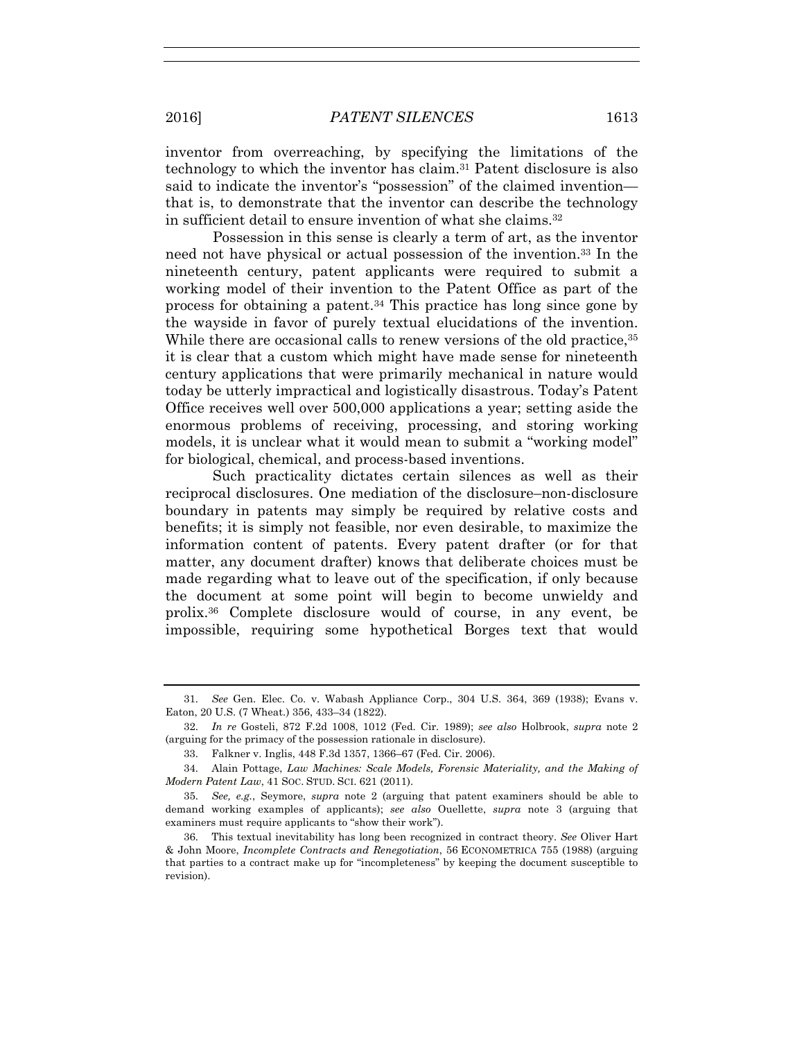inventor from overreaching, by specifying the limitations of the technology to which the inventor has claim.[31] Patent disclosure is also said to indicate the inventor's "possession" of the claimed invention—that is, to demonstrate that the inventor can describe the technology in sufficient detail to ensure invention of what she claims.[32]

Possession in this sense is clearly a term of art, as the inventor need not have physical or actual possession of the invention.[33] In the nineteenth century, patent applicants were required to submit a working model of their invention to the Patent Office as part of the process for obtaining a patent.[34] This practice has long since gone by the wayside in favor of purely textual elucidations of the invention. While there are occasional calls to renew versions of the old practice,[35] it is clear that a custom which might have made sense for nineteenth century applications that were primarily mechanical in nature would today be utterly impractical and logistically disastrous. Today's Patent Office receives well over 500,000 applications a year; setting aside the enormous problems of receiving, processing, and storing working models, it is unclear what it would mean to submit a "working model" for biological, chemical, and process-based inventions.

Such practicality dictates certain silences as well as their reciprocal disclosures. One mediation of the disclosure–non-disclosure boundary in patents may simply be required by relative costs and benefits; it is simply not feasible, nor even desirable, to maximize the information content of patents. Every patent drafter (or for that matter, any document drafter) knows that deliberate choices must be made regarding what to leave out of the specification, if only because the document at some point will begin to become unwieldy and prolix.[36] Complete disclosure would of course, in any event, be impossible, requiring some hypothetical Borges text that would

---

31. *See* Gen. Elec. Co. v. Wabash Appliance Corp., 304 U.S. 364, 369 (1938); Evans v. Eaton, 20 U.S. (7 Wheat.) 356, 433–34 (1822).

32. *In re* Gosteli, 872 F.2d 1008, 1012 (Fed. Cir. 1989); *see also* Holbrook, *supra* note 2 (arguing for the primacy of the possession rationale in disclosure).

33. Falkner v. Inglis, 448 F.3d 1357, 1366–67 (Fed. Cir. 2006).

34. Alain Pottage, *Law Machines: Scale Models, Forensic Materiality, and the Making of Modern Patent Law*, 41 SOC. STUD. SCI. 621 (2011).

35. *See, e.g.*, Seymore, *supra* note 2 (arguing that patent examiners should be able to demand working examples of applicants); *see also* Ouellette, *supra* note 3 (arguing that examiners must require applicants to "show their work").

36. This textual inevitability has long been recognized in contract theory. *See* Oliver Hart & John Moore, *Incomplete Contracts and Renegotiation*, 56 ECONOMETRICA 755 (1988) (arguing that parties to a contract make up for "incompleteness" by keeping the document susceptible to revision).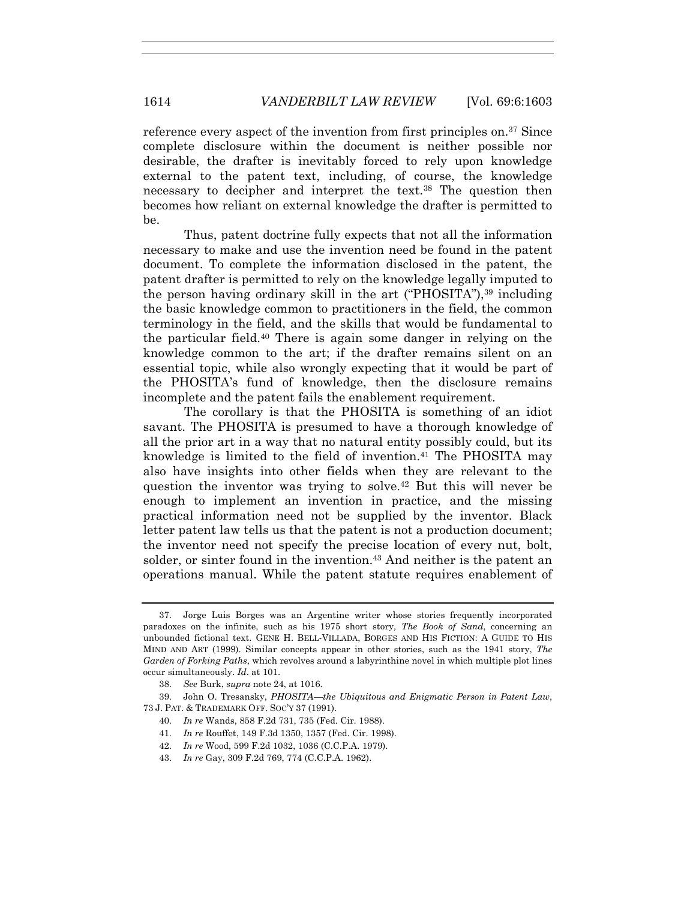reference every aspect of the invention from first principles on.[37] Since complete disclosure within the document is neither possible nor desirable, the drafter is inevitably forced to rely upon knowledge external to the patent text, including, of course, the knowledge necessary to decipher and interpret the text.[38] The question then becomes how reliant on external knowledge the drafter is permitted to be.

Thus, patent doctrine fully expects that not all the information necessary to make and use the invention need be found in the patent document. To complete the information disclosed in the patent, the patent drafter is permitted to rely on the knowledge legally imputed to the person having ordinary skill in the art ("PHOSITA"),[39] including the basic knowledge common to practitioners in the field, the common terminology in the field, and the skills that would be fundamental to the particular field.[40] There is again some danger in relying on the knowledge common to the art; if the drafter remains silent on an essential topic, while also wrongly expecting that it would be part of the PHOSITA's fund of knowledge, then the disclosure remains incomplete and the patent fails the enablement requirement.

The corollary is that the PHOSITA is something of an idiot savant. The PHOSITA is presumed to have a thorough knowledge of all the prior art in a way that no natural entity possibly could, but its knowledge is limited to the field of invention.[41] The PHOSITA may also have insights into other fields when they are relevant to the question the inventor was trying to solve.[42] But this will never be enough to implement an invention in practice, and the missing practical information need not be supplied by the inventor. Black letter patent law tells us that the patent is not a production document; the inventor need not specify the precise location of every nut, bolt, solder, or sinter found in the invention.[43] And neither is the patent an operations manual. While the patent statute requires enablement of

---

37. Jorge Luis Borges was an Argentine writer whose stories frequently incorporated paradoxes on the infinite, such as his 1975 short story, *The Book of Sand*, concerning an unbounded fictional text. GENE H. BELL-VILLADA, BORGES AND HIS FICTION: A GUIDE TO HIS MIND AND ART (1999). Similar concepts appear in other stories, such as the 1941 story, *The Garden of Forking Paths*, which revolves around a labyrinthine novel in which multiple plot lines occur simultaneously. *Id.* at 101.

38. *See* Burk, *supra* note 24, at 1016.

39. John O. Tresansky, *PHOSITA—the Ubiquitous and Enigmatic Person in Patent Law*, 73 J. PAT. & TRADEMARK OFF. SOC'Y 37 (1991).

40. *In re* Wands, 858 F.2d 731, 735 (Fed. Cir. 1988).

41. *In re* Rouffet, 149 F.3d 1350, 1357 (Fed. Cir. 1998).

42. *In re* Wood, 599 F.2d 1032, 1036 (C.C.P.A. 1979).

43. *In re* Gay, 309 F.2d 769, 774 (C.C.P.A. 1962).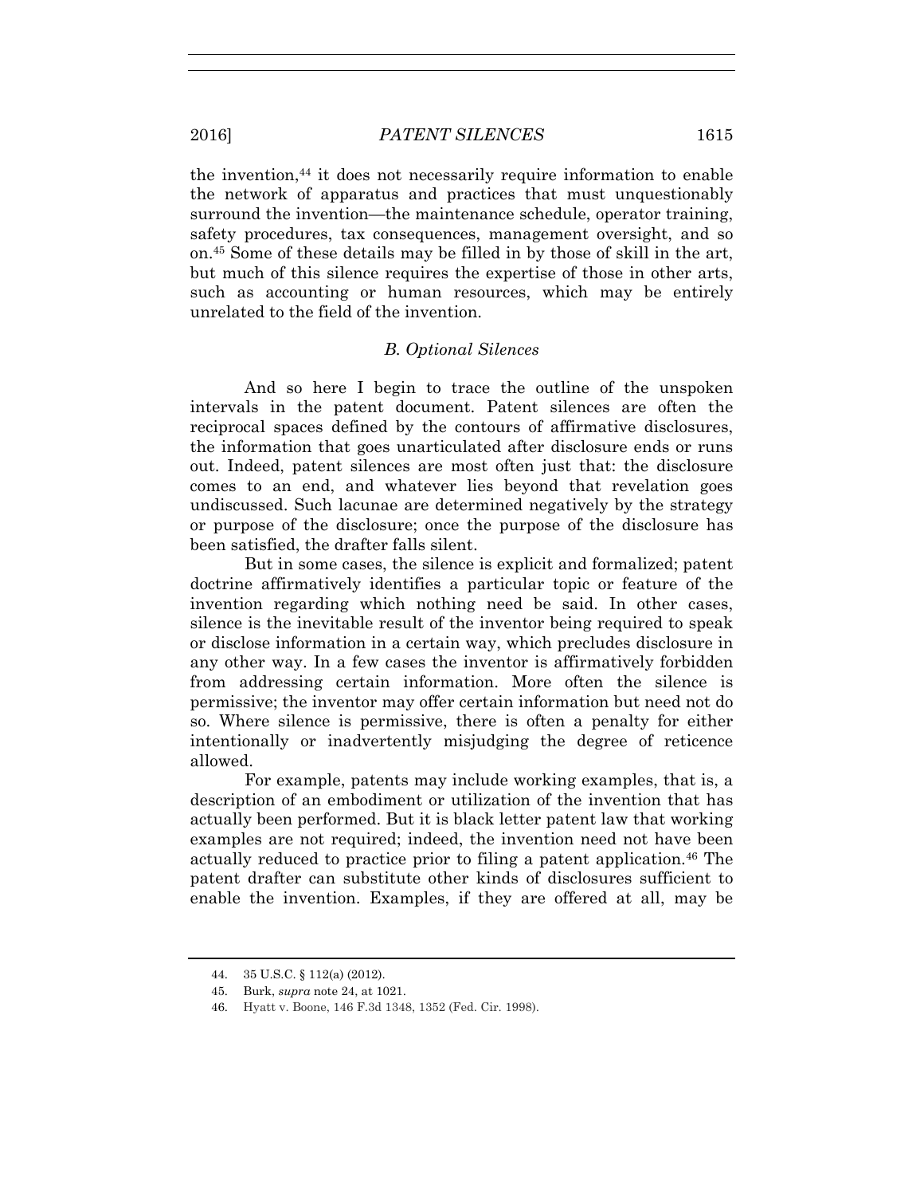the invention,[44] it does not necessarily require information to enable the network of apparatus and practices that must unquestionably surround the invention—the maintenance schedule, operator training, safety procedures, tax consequences, management oversight, and so on.[45] Some of these details may be filled in by those of skill in the art, but much of this silence requires the expertise of those in other arts, such as accounting or human resources, which may be entirely unrelated to the field of the invention.

### *B. Optional Silences*

And so here I begin to trace the outline of the unspoken intervals in the patent document. Patent silences are often the reciprocal spaces defined by the contours of affirmative disclosures, the information that goes unarticulated after disclosure ends or runs out. Indeed, patent silences are most often just that: the disclosure comes to an end, and whatever lies beyond that revelation goes undiscussed. Such lacunae are determined negatively by the strategy or purpose of the disclosure; once the purpose of the disclosure has been satisfied, the drafter falls silent.

But in some cases, the silence is explicit and formalized; patent doctrine affirmatively identifies a particular topic or feature of the invention regarding which nothing need be said. In other cases, silence is the inevitable result of the inventor being required to speak or disclose information in a certain way, which precludes disclosure in any other way. In a few cases the inventor is affirmatively forbidden from addressing certain information. More often the silence is permissive; the inventor may offer certain information but need not do so. Where silence is permissive, there is often a penalty for either intentionally or inadvertently misjudging the degree of reticence allowed.

For example, patents may include working examples, that is, a description of an embodiment or utilization of the invention that has actually been performed. But it is black letter patent law that working examples are not required; indeed, the invention need not have been actually reduced to practice prior to filing a patent application.[46] The patent drafter can substitute other kinds of disclosures sufficient to enable the invention. Examples, if they are offered at all, may be

---

44. 35 U.S.C. § 112(a) (2012).

45. Burk, *supra* note 24, at 1021.

46. Hyatt v. Boone, 146 F.3d 1348, 1352 (Fed. Cir. 1998).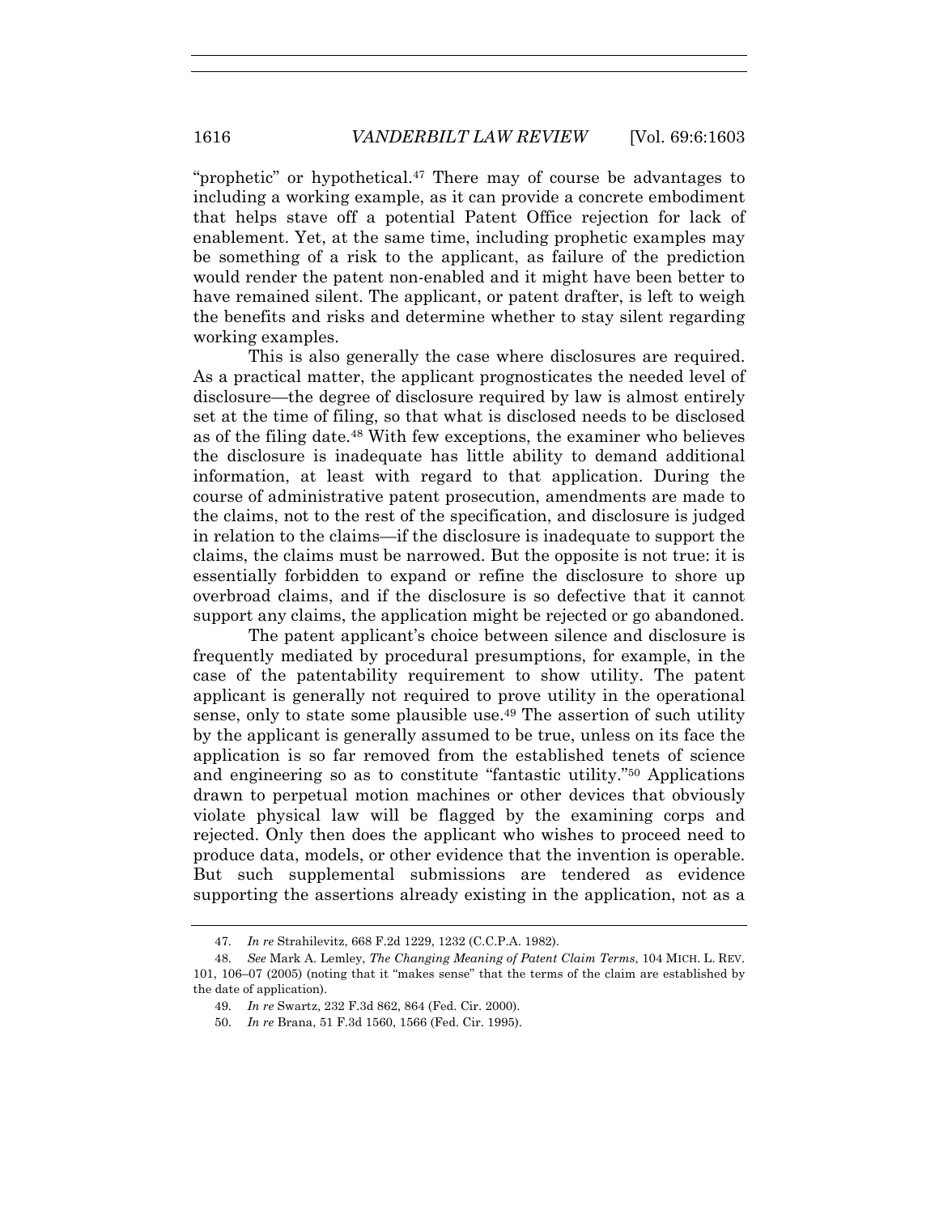"prophetic" or hypothetical.[47] There may of course be advantages to including a working example, as it can provide a concrete embodiment that helps stave off a potential Patent Office rejection for lack of enablement. Yet, at the same time, including prophetic examples may be something of a risk to the applicant, as failure of the prediction would render the patent non-enabled and it might have been better to have remained silent. The applicant, or patent drafter, is left to weigh the benefits and risks and determine whether to stay silent regarding working examples.

This is also generally the case where disclosures are required. As a practical matter, the applicant prognosticates the needed level of disclosure—the degree of disclosure required by law is almost entirely set at the time of filing, so that what is disclosed needs to be disclosed as of the filing date.[48] With few exceptions, the examiner who believes the disclosure is inadequate has little ability to demand additional information, at least with regard to that application. During the course of administrative patent prosecution, amendments are made to the claims, not to the rest of the specification, and disclosure is judged in relation to the claims—if the disclosure is inadequate to support the claims, the claims must be narrowed. But the opposite is not true: it is essentially forbidden to expand or refine the disclosure to shore up overbroad claims, and if the disclosure is so defective that it cannot support any claims, the application might be rejected or go abandoned.

The patent applicant's choice between silence and disclosure is frequently mediated by procedural presumptions, for example, in the case of the patentability requirement to show utility. The patent applicant is generally not required to prove utility in the operational sense, only to state some plausible use.[49] The assertion of such utility by the applicant is generally assumed to be true, unless on its face the application is so far removed from the established tenets of science and engineering so as to constitute "fantastic utility."[50] Applications drawn to perpetual motion machines or other devices that obviously violate physical law will be flagged by the examining corps and rejected. Only then does the applicant who wishes to proceed need to produce data, models, or other evidence that the invention is operable. But such supplemental submissions are tendered as evidence supporting the assertions already existing in the application, not as a

---

47. *In re* Strahilevitz, 668 F.2d 1229, 1232 (C.C.P.A. 1982).

48. *See* Mark A. Lemley, *The Changing Meaning of Patent Claim Terms*, 104 MICH. L. REV. 101, 106–07 (2005) (noting that it "makes sense" that the terms of the claim are established by the date of application).

49. *In re* Swartz, 232 F.3d 862, 864 (Fed. Cir. 2000).

50. *In re* Brana, 51 F.3d 1560, 1566 (Fed. Cir. 1995).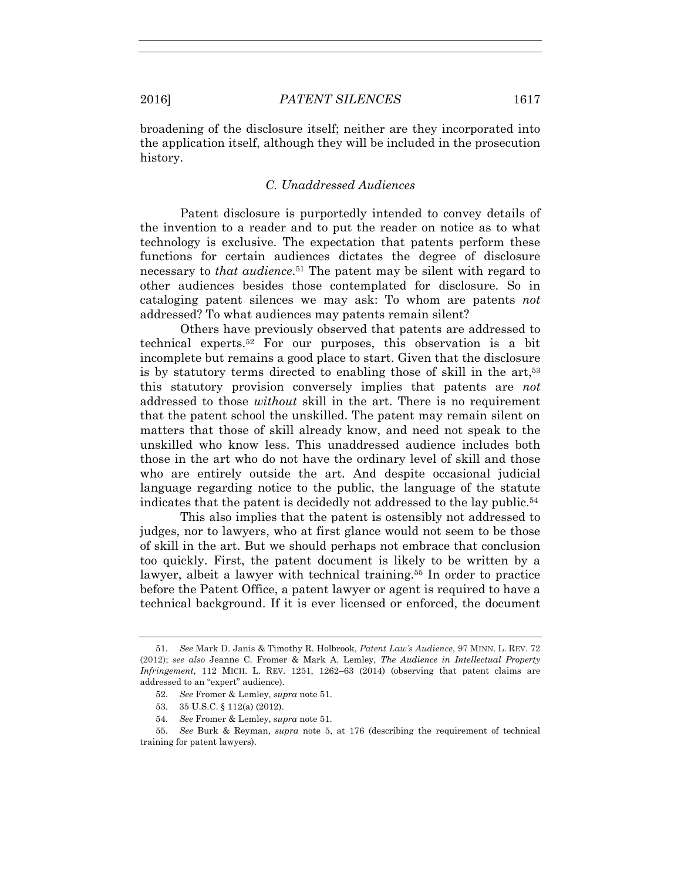broadening of the disclosure itself; neither are they incorporated into the application itself, although they will be included in the prosecution history.

### C. Unaddressed Audiences

Patent disclosure is purportedly intended to convey details of the invention to a reader and to put the reader on notice as to what technology is exclusive. The expectation that patents perform these functions for certain audiences dictates the degree of disclosure necessary to *that audience*.[51] The patent may be silent with regard to other audiences besides those contemplated for disclosure. So in cataloging patent silences we may ask: To whom are patents *not* addressed? To what audiences may patents remain silent?

Others have previously observed that patents are addressed to technical experts.[52] For our purposes, this observation is a bit incomplete but remains a good place to start. Given that the disclosure is by statutory terms directed to enabling those of skill in the art,[53] this statutory provision conversely implies that patents are *not* addressed to those *without* skill in the art. There is no requirement that the patent school the unskilled. The patent may remain silent on matters that those of skill already know, and need not speak to the unskilled who know less. This unaddressed audience includes both those in the art who do not have the ordinary level of skill and those who are entirely outside the art. And despite occasional judicial language regarding notice to the public, the language of the statute indicates that the patent is decidedly not addressed to the lay public.[54]

This also implies that the patent is ostensibly not addressed to judges, nor to lawyers, who at first glance would not seem to be those of skill in the art. But we should perhaps not embrace that conclusion too quickly. First, the patent document is likely to be written by a lawyer, albeit a lawyer with technical training.[55] In order to practice before the Patent Office, a patent lawyer or agent is required to have a technical background. If it is ever licensed or enforced, the document

---

51. *See* Mark D. Janis & Timothy R. Holbrook, *Patent Law's Audience*, 97 MINN. L. REV. 72 (2012); *see also* Jeanne C. Fromer & Mark A. Lemley, *The Audience in Intellectual Property Infringement*, 112 MICH. L. REV. 1251, 1262–63 (2014) (observing that patent claims are addressed to an "expert" audience).

52. *See* Fromer & Lemley, *supra* note 51.

53. 35 U.S.C. § 112(a) (2012).

54. *See* Fromer & Lemley, *supra* note 51.

55. *See* Burk & Reyman, *supra* note 5, at 176 (describing the requirement of technical training for patent lawyers).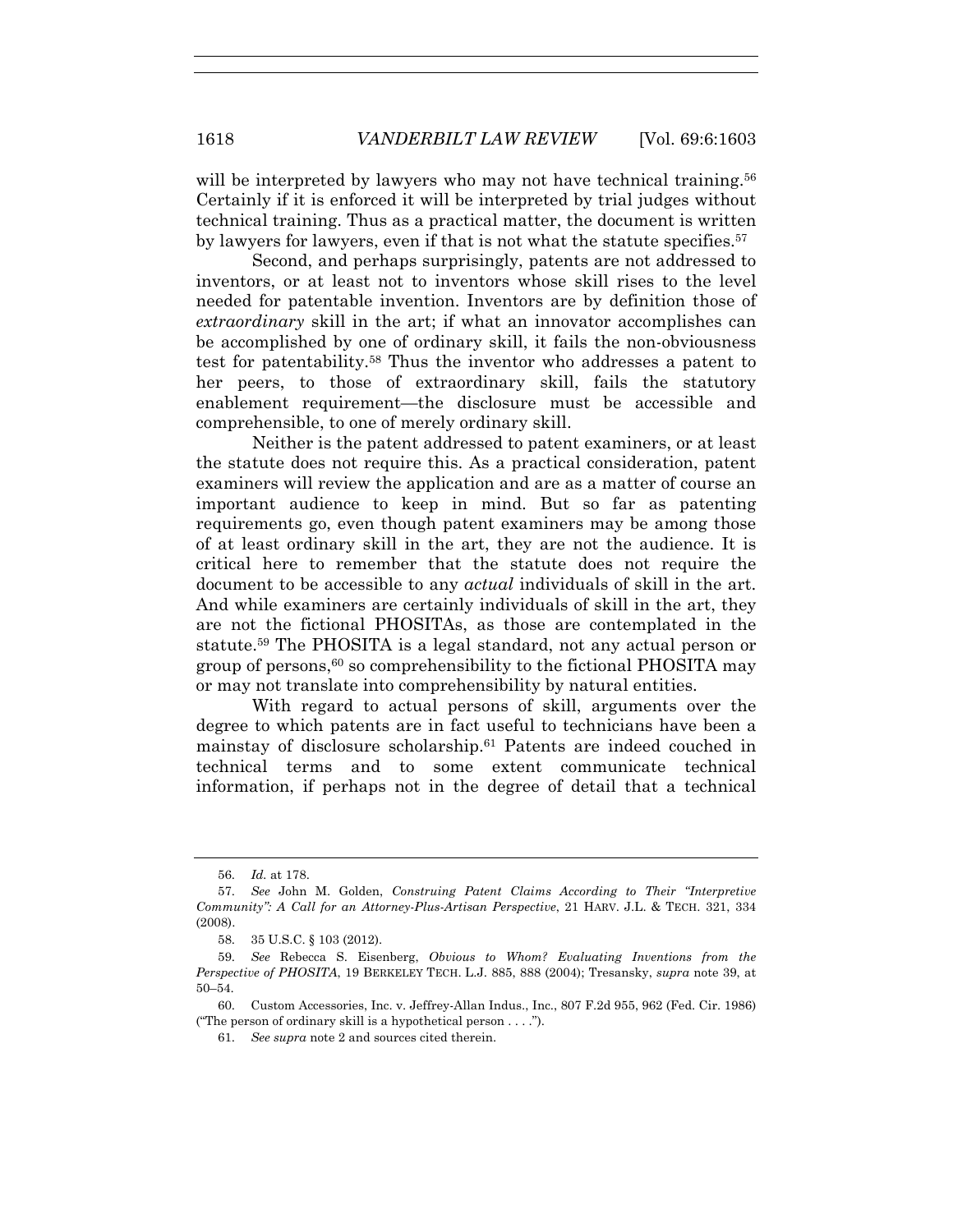will be interpreted by lawyers who may not have technical training.[56] Certainly if it is enforced it will be interpreted by trial judges without technical training. Thus as a practical matter, the document is written by lawyers for lawyers, even if that is not what the statute specifies.[57]

Second, and perhaps surprisingly, patents are not addressed to inventors, or at least not to inventors whose skill rises to the level needed for patentable invention. Inventors are by definition those of *extraordinary* skill in the art; if what an innovator accomplishes can be accomplished by one of ordinary skill, it fails the non-obviousness test for patentability.[58] Thus the inventor who addresses a patent to her peers, to those of extraordinary skill, fails the statutory enablement requirement—the disclosure must be accessible and comprehensible, to one of merely ordinary skill.

Neither is the patent addressed to patent examiners, or at least the statute does not require this. As a practical consideration, patent examiners will review the application and are as a matter of course an important audience to keep in mind. But so far as patenting requirements go, even though patent examiners may be among those of at least ordinary skill in the art, they are not the audience. It is critical here to remember that the statute does not require the document to be accessible to any *actual* individuals of skill in the art. And while examiners are certainly individuals of skill in the art, they are not the fictional PHOSITAs, as those are contemplated in the statute.[59] The PHOSITA is a legal standard, not any actual person or group of persons,[60] so comprehensibility to the fictional PHOSITA may or may not translate into comprehensibility by natural entities.

With regard to actual persons of skill, arguments over the degree to which patents are in fact useful to technicians have been a mainstay of disclosure scholarship.[61] Patents are indeed couched in technical terms and to some extent communicate technical information, if perhaps not in the degree of detail that a technical

---

56. *Id.* at 178.

57. *See* John M. Golden, *Construing Patent Claims According to Their "Interpretive Community": A Call for an Attorney-Plus-Artisan Perspective*, 21 HARV. J.L. & TECH. 321, 334 (2008).

58. 35 U.S.C. § 103 (2012).

59. *See* Rebecca S. Eisenberg, *Obvious to Whom? Evaluating Inventions from the Perspective of PHOSITA*, 19 BERKELEY TECH. L.J. 885, 888 (2004); Tresansky, *supra* note 39, at 50–54.

60. Custom Accessories, Inc. v. Jeffrey-Allan Indus., Inc., 807 F.2d 955, 962 (Fed. Cir. 1986) ("The person of ordinary skill is a hypothetical person . . . .").

61. *See supra* note 2 and sources cited therein.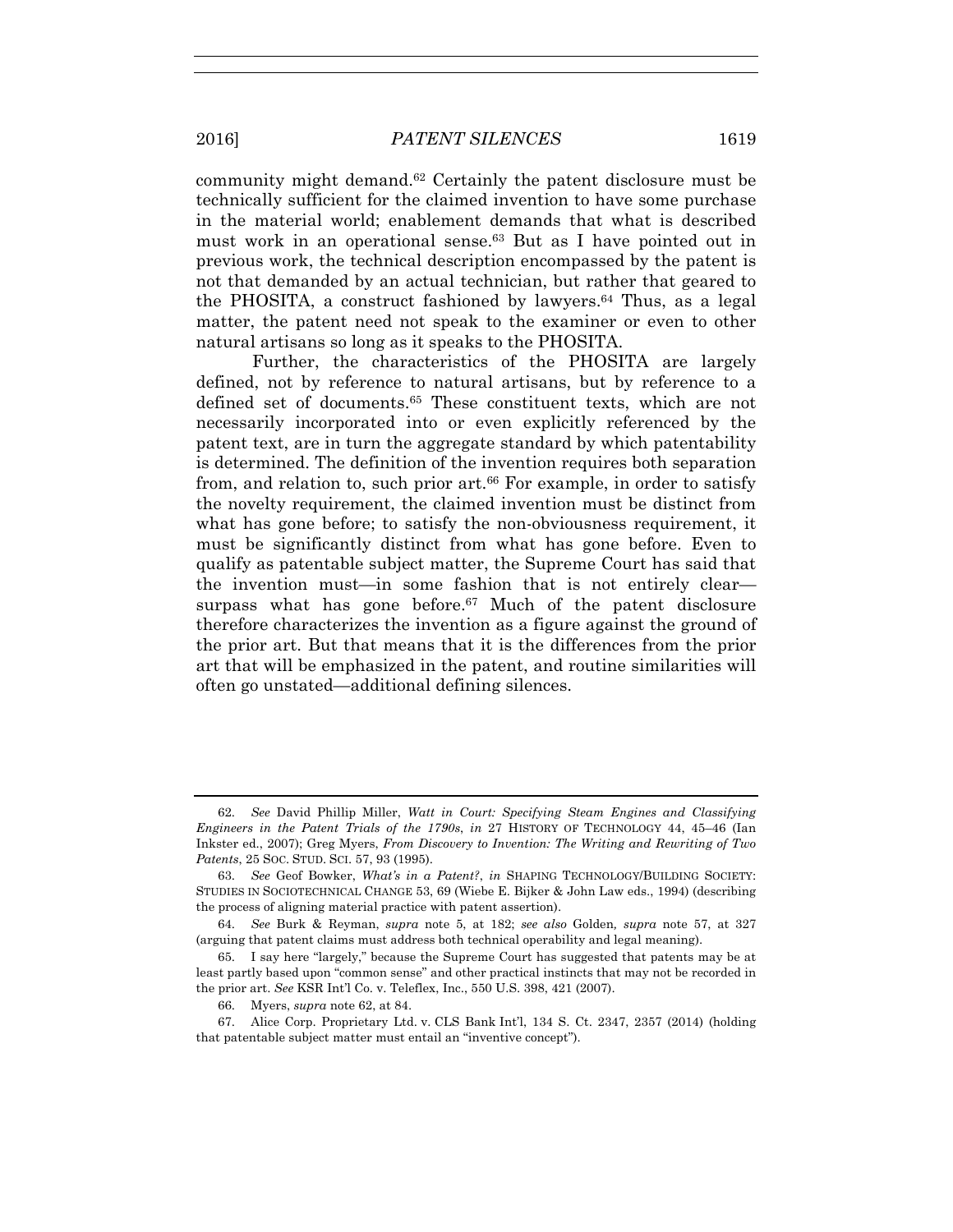community might demand.[62] Certainly the patent disclosure must be technically sufficient for the claimed invention to have some purchase in the material world; enablement demands that what is described must work in an operational sense.[63] But as I have pointed out in previous work, the technical description encompassed by the patent is not that demanded by an actual technician, but rather that geared to the PHOSITA, a construct fashioned by lawyers.[64] Thus, as a legal matter, the patent need not speak to the examiner or even to other natural artisans so long as it speaks to the PHOSITA.

Further, the characteristics of the PHOSITA are largely defined, not by reference to natural artisans, but by reference to a defined set of documents.[65] These constituent texts, which are not necessarily incorporated into or even explicitly referenced by the patent text, are in turn the aggregate standard by which patentability is determined. The definition of the invention requires both separation from, and relation to, such prior art.[66] For example, in order to satisfy the novelty requirement, the claimed invention must be distinct from what has gone before; to satisfy the non-obviousness requirement, it must be significantly distinct from what has gone before. Even to qualify as patentable subject matter, the Supreme Court has said that the invention must—in some fashion that is not entirely clear—surpass what has gone before.[67] Much of the patent disclosure therefore characterizes the invention as a figure against the ground of the prior art. But that means that it is the differences from the prior art that will be emphasized in the patent, and routine similarities will often go unstated—additional defining silences.

---

62. *See* David Phillip Miller, *Watt in Court: Specifying Steam Engines and Classifying Engineers in the Patent Trials of the 1790s*, *in* 27 HISTORY OF TECHNOLOGY 44, 45–46 (Ian Inkster ed., 2007); Greg Myers, *From Discovery to Invention: The Writing and Rewriting of Two Patents*, 25 SOC. STUD. SCI. 57, 93 (1995).

63. *See* Geof Bowker, *What's in a Patent?*, *in* SHAPING TECHNOLOGY/BUILDING SOCIETY: STUDIES IN SOCIOTECHNICAL CHANGE 53, 69 (Wiebe E. Bijker & John Law eds., 1994) (describing the process of aligning material practice with patent assertion).

64. *See* Burk & Reyman, *supra* note 5, at 182; *see also* Golden*, supra* note 57, at 327 (arguing that patent claims must address both technical operability and legal meaning).

65. I say here "largely," because the Supreme Court has suggested that patents may be at least partly based upon "common sense" and other practical instincts that may not be recorded in the prior art. *See* KSR Int'l Co. v. Teleflex, Inc., 550 U.S. 398, 421 (2007).

66. Myers, *supra* note 62, at 84.

67. Alice Corp. Proprietary Ltd. v. CLS Bank Int'l, 134 S. Ct. 2347, 2357 (2014) (holding that patentable subject matter must entail an "inventive concept").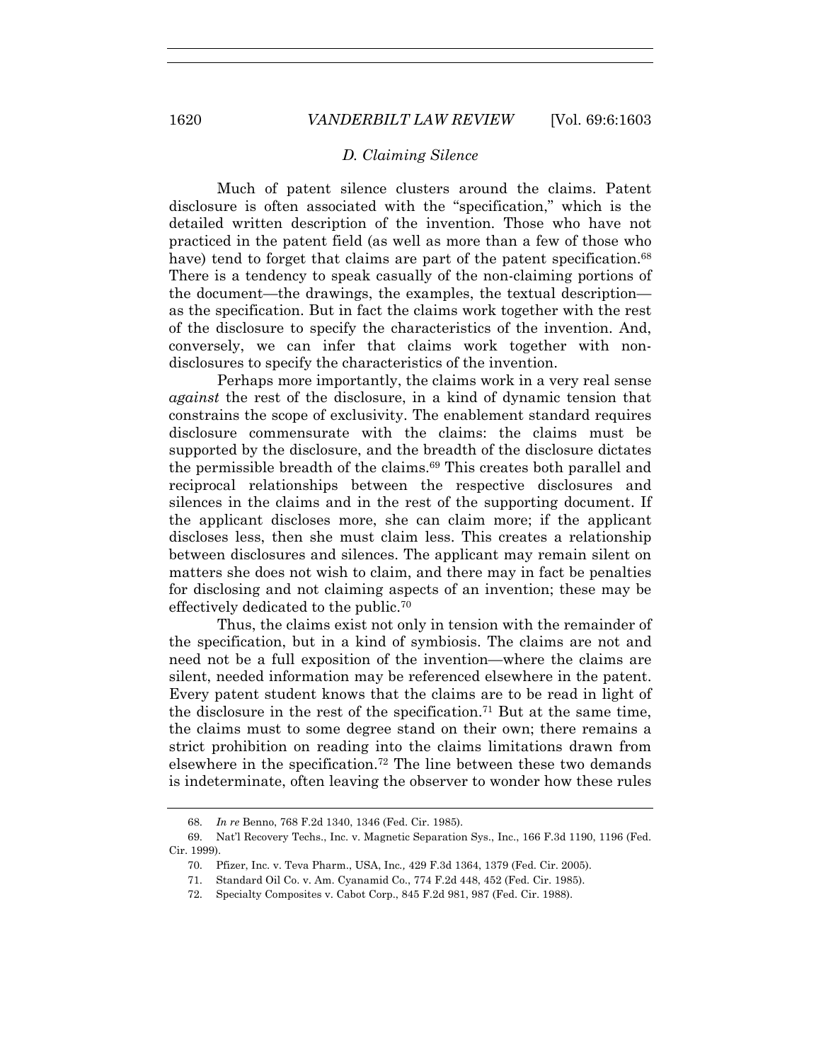### *D. Claiming Silence*

Much of patent silence clusters around the claims. Patent disclosure is often associated with the "specification," which is the detailed written description of the invention. Those who have not practiced in the patent field (as well as more than a few of those who have) tend to forget that claims are part of the patent specification.[68] There is a tendency to speak casually of the non-claiming portions of the document—the drawings, the examples, the textual description—as the specification. But in fact the claims work together with the rest of the disclosure to specify the characteristics of the invention. And, conversely, we can infer that claims work together with non-disclosures to specify the characteristics of the invention.

Perhaps more importantly, the claims work in a very real sense *against* the rest of the disclosure, in a kind of dynamic tension that constrains the scope of exclusivity. The enablement standard requires disclosure commensurate with the claims: the claims must be supported by the disclosure, and the breadth of the disclosure dictates the permissible breadth of the claims.[69] This creates both parallel and reciprocal relationships between the respective disclosures and silences in the claims and in the rest of the supporting document. If the applicant discloses more, she can claim more; if the applicant discloses less, then she must claim less. This creates a relationship between disclosures and silences. The applicant may remain silent on matters she does not wish to claim, and there may in fact be penalties for disclosing and not claiming aspects of an invention; these may be effectively dedicated to the public.[70]

Thus, the claims exist not only in tension with the remainder of the specification, but in a kind of symbiosis. The claims are not and need not be a full exposition of the invention—where the claims are silent, needed information may be referenced elsewhere in the patent. Every patent student knows that the claims are to be read in light of the disclosure in the rest of the specification.[71] But at the same time, the claims must to some degree stand on their own; there remains a strict prohibition on reading into the claims limitations drawn from elsewhere in the specification.[72] The line between these two demands is indeterminate, often leaving the observer to wonder how these rules

---

68. *In re* Benno, 768 F.2d 1340, 1346 (Fed. Cir. 1985).

69. Nat'l Recovery Techs., Inc. v. Magnetic Separation Sys., Inc., 166 F.3d 1190, 1196 (Fed. Cir. 1999).

70. Pfizer, Inc. v. Teva Pharm., USA, Inc., 429 F.3d 1364, 1379 (Fed. Cir. 2005).

71. Standard Oil Co. v. Am. Cyanamid Co., 774 F.2d 448, 452 (Fed. Cir. 1985).

72. Specialty Composites v. Cabot Corp., 845 F.2d 981, 987 (Fed. Cir. 1988).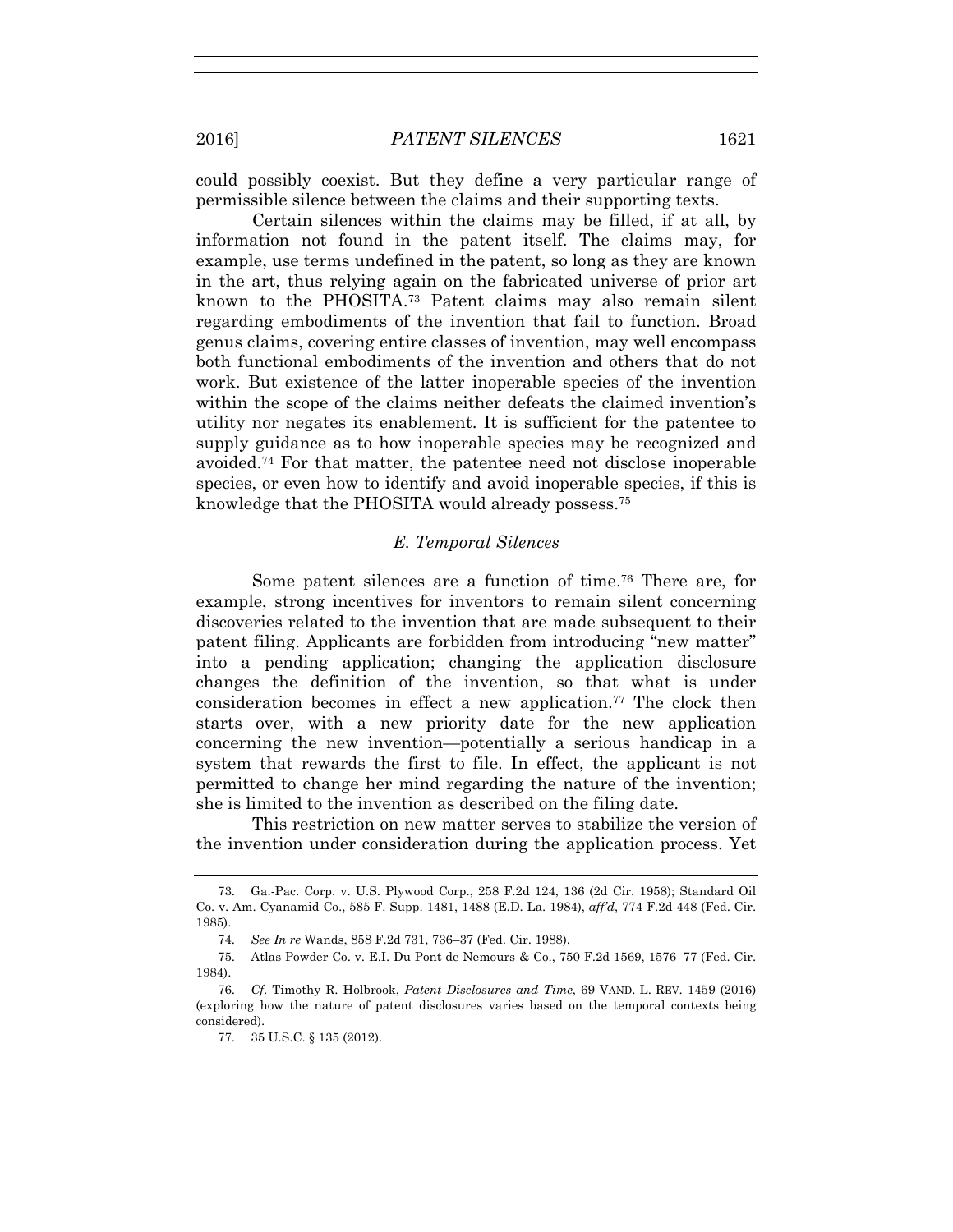could possibly coexist. But they define a very particular range of permissible silence between the claims and their supporting texts.

Certain silences within the claims may be filled, if at all, by information not found in the patent itself. The claims may, for example, use terms undefined in the patent, so long as they are known in the art, thus relying again on the fabricated universe of prior art known to the PHOSITA.[73] Patent claims may also remain silent regarding embodiments of the invention that fail to function. Broad genus claims, covering entire classes of invention, may well encompass both functional embodiments of the invention and others that do not work. But existence of the latter inoperable species of the invention within the scope of the claims neither defeats the claimed invention's utility nor negates its enablement. It is sufficient for the patentee to supply guidance as to how inoperable species may be recognized and avoided.[74] For that matter, the patentee need not disclose inoperable species, or even how to identify and avoid inoperable species, if this is knowledge that the PHOSITA would already possess.[75]

### *E. Temporal Silences*

Some patent silences are a function of time.[76] There are, for example, strong incentives for inventors to remain silent concerning discoveries related to the invention that are made subsequent to their patent filing. Applicants are forbidden from introducing "new matter" into a pending application; changing the application disclosure changes the definition of the invention, so that what is under consideration becomes in effect a new application.[77] The clock then starts over, with a new priority date for the new application concerning the new invention—potentially a serious handicap in a system that rewards the first to file. In effect, the applicant is not permitted to change her mind regarding the nature of the invention; she is limited to the invention as described on the filing date.

This restriction on new matter serves to stabilize the version of the invention under consideration during the application process. Yet

---

73. Ga.-Pac. Corp. v. U.S. Plywood Corp., 258 F.2d 124, 136 (2d Cir. 1958); Standard Oil Co. v. Am. Cyanamid Co., 585 F. Supp. 1481, 1488 (E.D. La. 1984), *aff'd*, 774 F.2d 448 (Fed. Cir. 1985).

74. *See In re* Wands, 858 F.2d 731, 736–37 (Fed. Cir. 1988).

75. Atlas Powder Co. v. E.I. Du Pont de Nemours & Co., 750 F.2d 1569, 1576–77 (Fed. Cir. 1984).

76. *Cf.* Timothy R. Holbrook, *Patent Disclosures and Time*, 69 VAND. L. REV. 1459 (2016) (exploring how the nature of patent disclosures varies based on the temporal contexts being considered).

77. 35 U.S.C. § 135 (2012).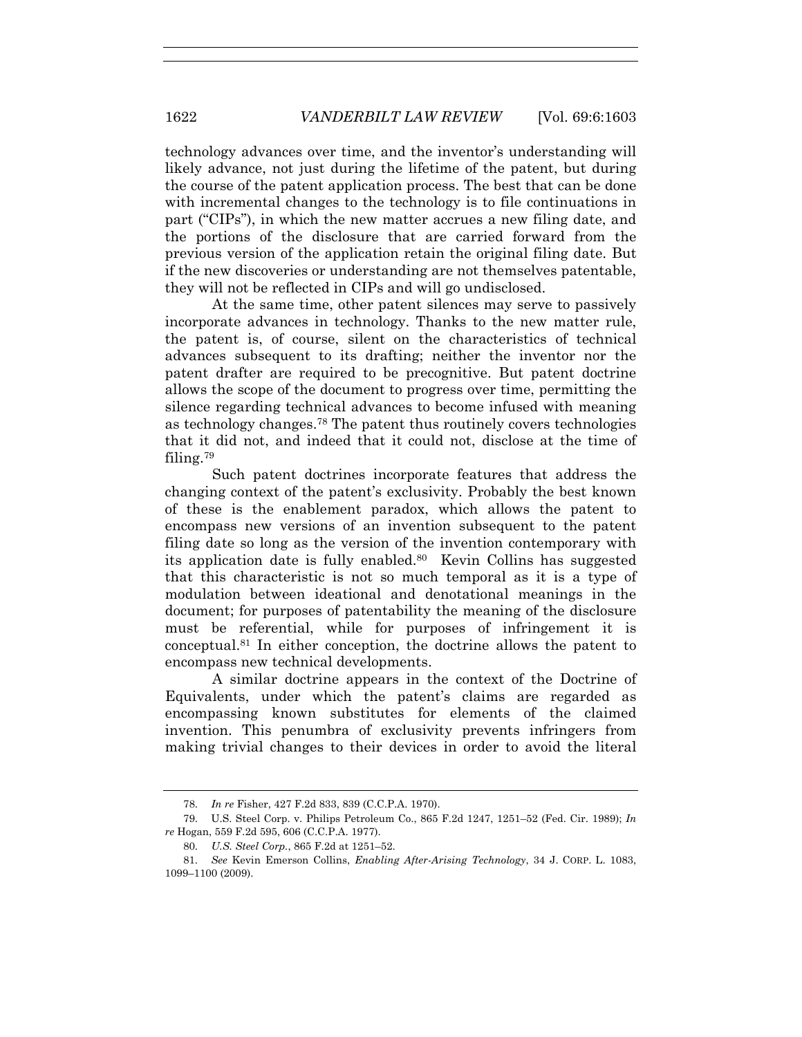technology advances over time, and the inventor's understanding will likely advance, not just during the lifetime of the patent, but during the course of the patent application process. The best that can be done with incremental changes to the technology is to file continuations in part ("CIPs"), in which the new matter accrues a new filing date, and the portions of the disclosure that are carried forward from the previous version of the application retain the original filing date. But if the new discoveries or understanding are not themselves patentable, they will not be reflected in CIPs and will go undisclosed.

At the same time, other patent silences may serve to passively incorporate advances in technology. Thanks to the new matter rule, the patent is, of course, silent on the characteristics of technical advances subsequent to its drafting; neither the inventor nor the patent drafter are required to be precognitive. But patent doctrine allows the scope of the document to progress over time, permitting the silence regarding technical advances to become infused with meaning as technology changes.[78] The patent thus routinely covers technologies that it did not, and indeed that it could not, disclose at the time of filing.[79]

Such patent doctrines incorporate features that address the changing context of the patent's exclusivity. Probably the best known of these is the enablement paradox, which allows the patent to encompass new versions of an invention subsequent to the patent filing date so long as the version of the invention contemporary with its application date is fully enabled.[80] Kevin Collins has suggested that this characteristic is not so much temporal as it is a type of modulation between ideational and denotational meanings in the document; for purposes of patentability the meaning of the disclosure must be referential, while for purposes of infringement it is conceptual.[81] In either conception, the doctrine allows the patent to encompass new technical developments.

A similar doctrine appears in the context of the Doctrine of Equivalents, under which the patent's claims are regarded as encompassing known substitutes for elements of the claimed invention. This penumbra of exclusivity prevents infringers from making trivial changes to their devices in order to avoid the literal

---

78. *In re* Fisher, 427 F.2d 833, 839 (C.C.P.A. 1970).

79. U.S. Steel Corp. v. Philips Petroleum Co., 865 F.2d 1247, 1251–52 (Fed. Cir. 1989); *In re* Hogan, 559 F.2d 595, 606 (C.C.P.A. 1977).

80. *U.S. Steel Corp.*, 865 F.2d at 1251–52.

81. *See* Kevin Emerson Collins, *Enabling After-Arising Technology*, 34 J. CORP. L. 1083, 1099–1100 (2009).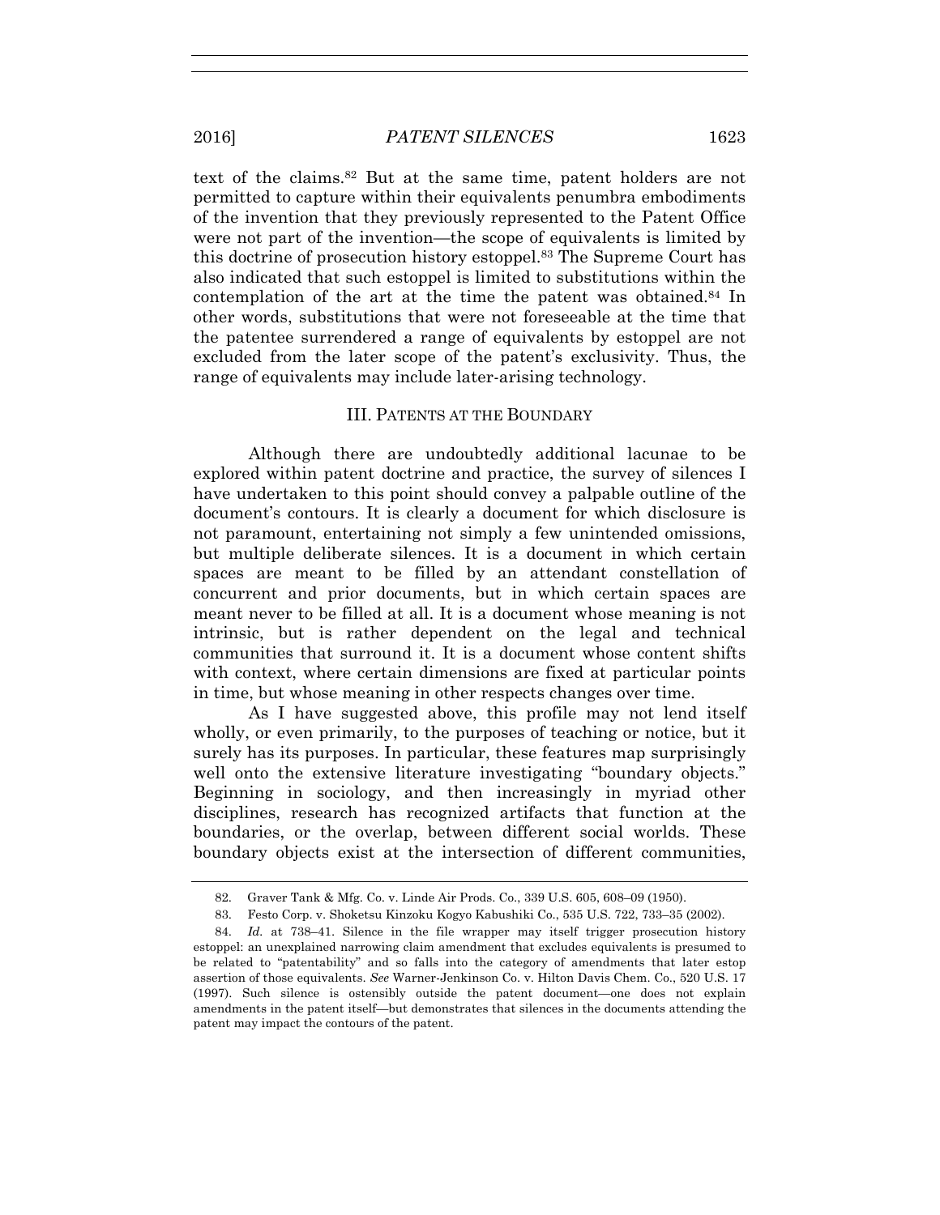text of the claims.[82] But at the same time, patent holders are not permitted to capture within their equivalents penumbra embodiments of the invention that they previously represented to the Patent Office were not part of the invention—the scope of equivalents is limited by this doctrine of prosecution history estoppel.[83] The Supreme Court has also indicated that such estoppel is limited to substitutions within the contemplation of the art at the time the patent was obtained.[84] In other words, substitutions that were not foreseeable at the time that the patentee surrendered a range of equivalents by estoppel are not excluded from the later scope of the patent's exclusivity. Thus, the range of equivalents may include later-arising technology.

## III. PATENTS AT THE BOUNDARY

Although there are undoubtedly additional lacunae to be explored within patent doctrine and practice, the survey of silences I have undertaken to this point should convey a palpable outline of the document's contours. It is clearly a document for which disclosure is not paramount, entertaining not simply a few unintended omissions, but multiple deliberate silences. It is a document in which certain spaces are meant to be filled by an attendant constellation of concurrent and prior documents, but in which certain spaces are meant never to be filled at all. It is a document whose meaning is not intrinsic, but is rather dependent on the legal and technical communities that surround it. It is a document whose content shifts with context, where certain dimensions are fixed at particular points in time, but whose meaning in other respects changes over time.

As I have suggested above, this profile may not lend itself wholly, or even primarily, to the purposes of teaching or notice, but it surely has its purposes. In particular, these features map surprisingly well onto the extensive literature investigating "boundary objects." Beginning in sociology, and then increasingly in myriad other disciplines, research has recognized artifacts that function at the boundaries, or the overlap, between different social worlds. These boundary objects exist at the intersection of different communities,

---

82. Graver Tank & Mfg. Co. v. Linde Air Prods. Co., 339 U.S. 605, 608–09 (1950).

83. Festo Corp. v. Shoketsu Kinzoku Kogyo Kabushiki Co., 535 U.S. 722, 733–35 (2002).

84. *Id.* at 738–41. Silence in the file wrapper may itself trigger prosecution history estoppel: an unexplained narrowing claim amendment that excludes equivalents is presumed to be related to "patentability" and so falls into the category of amendments that later estop assertion of those equivalents. *See* Warner-Jenkinson Co. v. Hilton Davis Chem. Co., 520 U.S. 17 (1997). Such silence is ostensibly outside the patent document—one does not explain amendments in the patent itself—but demonstrates that silences in the documents attending the patent may impact the contours of the patent.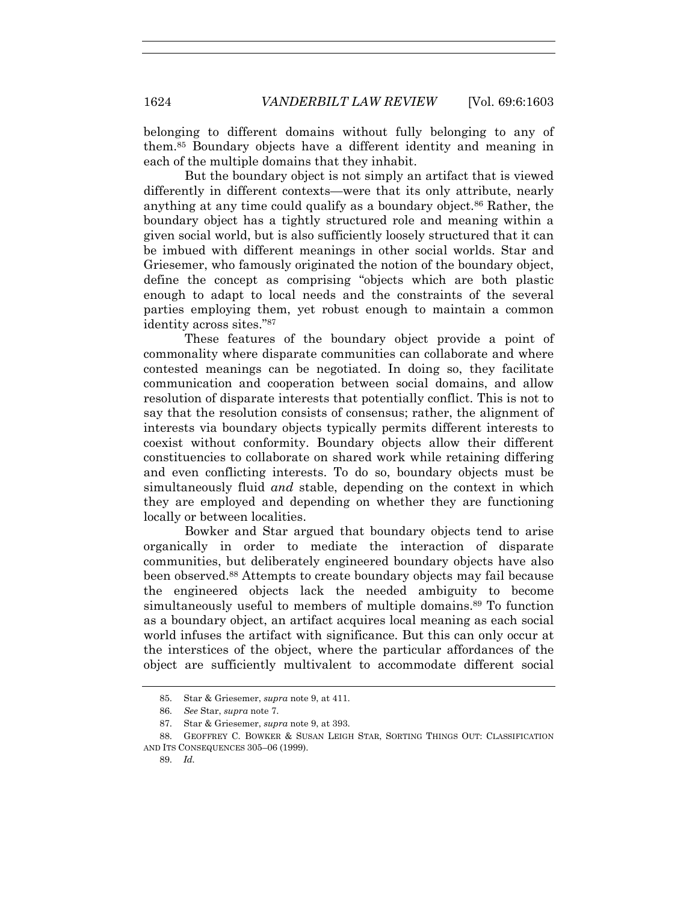belonging to different domains without fully belonging to any of them.[85] Boundary objects have a different identity and meaning in each of the multiple domains that they inhabit.

But the boundary object is not simply an artifact that is viewed differently in different contexts—were that its only attribute, nearly anything at any time could qualify as a boundary object.[86] Rather, the boundary object has a tightly structured role and meaning within a given social world, but is also sufficiently loosely structured that it can be imbued with different meanings in other social worlds. Star and Griesemer, who famously originated the notion of the boundary object, define the concept as comprising "objects which are both plastic enough to adapt to local needs and the constraints of the several parties employing them, yet robust enough to maintain a common identity across sites."[87]

These features of the boundary object provide a point of commonality where disparate communities can collaborate and where contested meanings can be negotiated. In doing so, they facilitate communication and cooperation between social domains, and allow resolution of disparate interests that potentially conflict. This is not to say that the resolution consists of consensus; rather, the alignment of interests via boundary objects typically permits different interests to coexist without conformity. Boundary objects allow their different constituencies to collaborate on shared work while retaining differing and even conflicting interests. To do so, boundary objects must be simultaneously fluid *and* stable, depending on the context in which they are employed and depending on whether they are functioning locally or between localities.

Bowker and Star argued that boundary objects tend to arise organically in order to mediate the interaction of disparate communities, but deliberately engineered boundary objects have also been observed.[88] Attempts to create boundary objects may fail because the engineered objects lack the needed ambiguity to become simultaneously useful to members of multiple domains.[89] To function as a boundary object, an artifact acquires local meaning as each social world infuses the artifact with significance. But this can only occur at the interstices of the object, where the particular affordances of the object are sufficiently multivalent to accommodate different social

---

85. Star & Griesemer, *supra* note 9, at 411.

86. *See* Star, *supra* note 7.

87. Star & Griesemer, *supra* note 9, at 393.

88. GEOFFREY C. BOWKER & SUSAN LEIGH STAR, SORTING THINGS OUT: CLASSIFICATION AND ITS CONSEQUENCES 305–06 (1999).

89. *Id.*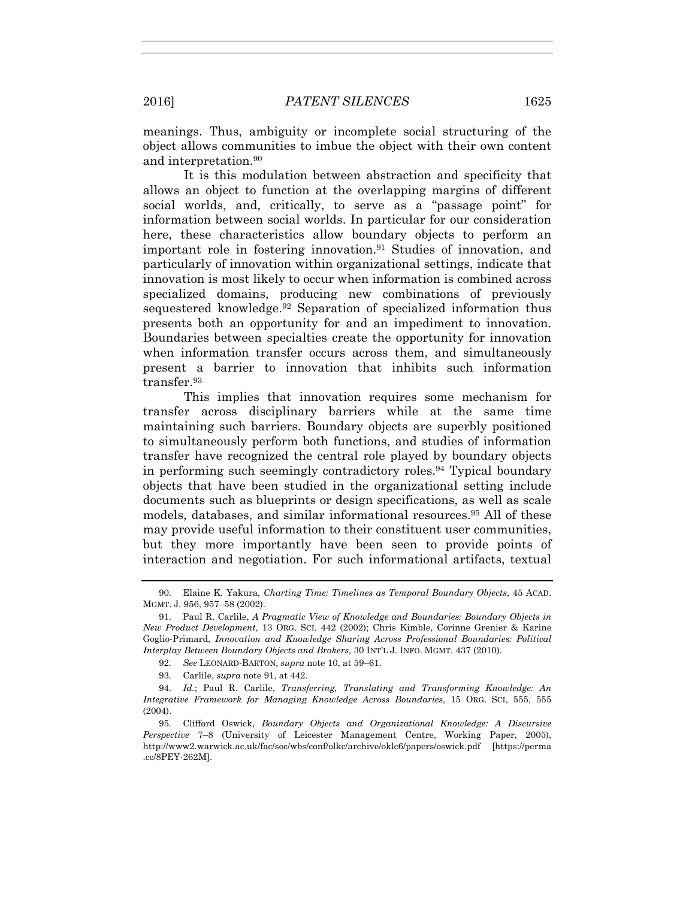meanings. Thus, ambiguity or incomplete social structuring of the object allows communities to imbue the object with their own content and interpretation.[90]

It is this modulation between abstraction and specificity that allows an object to function at the overlapping margins of different social worlds, and, critically, to serve as a "passage point" for information between social worlds. In particular for our consideration here, these characteristics allow boundary objects to perform an important role in fostering innovation.[91] Studies of innovation, and particularly of innovation within organizational settings, indicate that innovation is most likely to occur when information is combined across specialized domains, producing new combinations of previously sequestered knowledge.[92] Separation of specialized information thus presents both an opportunity for and an impediment to innovation. Boundaries between specialties create the opportunity for innovation when information transfer occurs across them, and simultaneously present a barrier to innovation that inhibits such information transfer.[93]

This implies that innovation requires some mechanism for transfer across disciplinary barriers while at the same time maintaining such barriers. Boundary objects are superbly positioned to simultaneously perform both functions, and studies of information transfer have recognized the central role played by boundary objects in performing such seemingly contradictory roles.[94] Typical boundary objects that have been studied in the organizational setting include documents such as blueprints or design specifications, as well as scale models, databases, and similar informational resources.[95] All of these may provide useful information to their constituent user communities, but they more importantly have been seen to provide points of interaction and negotiation. For such informational artifacts, textual

---

90. Elaine K. Yakura, *Charting Time: Timelines as Temporal Boundary Objects*, 45 ACAD. MGMT. J. 956, 957–58 (2002).

91. Paul R. Carlile, *A Pragmatic View of Knowledge and Boundaries: Boundary Objects in New Product Development*, 13 ORG. SCI. 442 (2002); Chris Kimble, Corinne Grenier & Karine Goglio-Primard, *Innovation and Knowledge Sharing Across Professional Boundaries: Political Interplay Between Boundary Objects and Brokers,* 30 INT'L J. INFO. MGMT. 437 (2010).

92. *See* LEONARD-BARTON, *supra* note 10, at 59–61.

93. Carlile, *supra* note 91, at 442.

94. *Id.*; Paul R. Carlile, *Transferring, Translating and Transforming Knowledge: An Integrative Framework for Managing Knowledge Across Boundaries*, 15 ORG. SCI, 555, 555 (2004).

95. Clifford Oswick, *Boundary Objects and Organizational Knowledge: A Discursive Perspective* 7–8 (University of Leicester Management Centre, Working Paper, 2005), http://www2.warwick.ac.uk/fac/soc/wbs/conf/olkc/archive/oklc6/papers/oswick.pdf [https://perma.cc/8PEY-262M].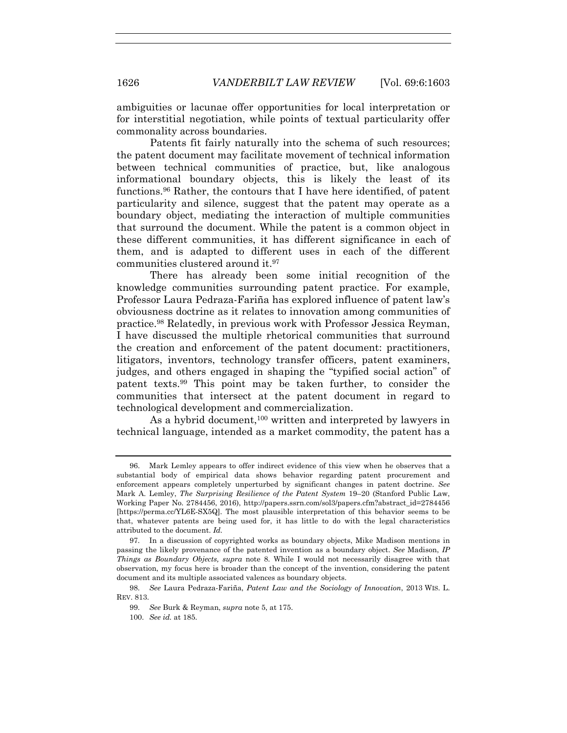ambiguities or lacunae offer opportunities for local interpretation or for interstitial negotiation, while points of textual particularity offer commonality across boundaries.

Patents fit fairly naturally into the schema of such resources; the patent document may facilitate movement of technical information between technical communities of practice, but, like analogous informational boundary objects, this is likely the least of its functions.[96] Rather, the contours that I have here identified, of patent particularity and silence, suggest that the patent may operate as a boundary object, mediating the interaction of multiple communities that surround the document. While the patent is a common object in these different communities, it has different significance in each of them, and is adapted to different uses in each of the different communities clustered around it.[97]

There has already been some initial recognition of the knowledge communities surrounding patent practice. For example, Professor Laura Pedraza-Fariña has explored influence of patent law's obviousness doctrine as it relates to innovation among communities of practice.[98] Relatedly, in previous work with Professor Jessica Reyman, I have discussed the multiple rhetorical communities that surround the creation and enforcement of the patent document: practitioners, litigators, inventors, technology transfer officers, patent examiners, judges, and others engaged in shaping the "typified social action" of patent texts.[99] This point may be taken further, to consider the communities that intersect at the patent document in regard to technological development and commercialization.

As a hybrid document,[100] written and interpreted by lawyers in technical language, intended as a market commodity, the patent has a

---

96. Mark Lemley appears to offer indirect evidence of this view when he observes that a substantial body of empirical data shows behavior regarding patent procurement and enforcement appears completely unperturbed by significant changes in patent doctrine. *See* Mark A. Lemley, *The Surprising Resilience of the Patent System* 19–20 (Stanford Public Law, Working Paper No. 2784456, 2016), http://papers.ssrn.com/sol3/papers.cfm?abstract_id=2784456 [https://perma.cc/YL6E-SX5Q]. The most plausible interpretation of this behavior seems to be that, whatever patents are being used for, it has little to do with the legal characteristics attributed to the document. *Id.*

97. In a discussion of copyrighted works as boundary objects, Mike Madison mentions in passing the likely provenance of the patented invention as a boundary object. *See* Madison, *IP Things as Boundary Objects, supra* note 8. While I would not necessarily disagree with that observation, my focus here is broader than the concept of the invention, considering the patent document and its multiple associated valences as boundary objects.

98. *See* Laura Pedraza-Fariña, *Patent Law and the Sociology of Innovation*, 2013 WIS. L. REV. 813.

99. *See* Burk & Reyman, *supra* note 5, at 175.

100. *See id.* at 185.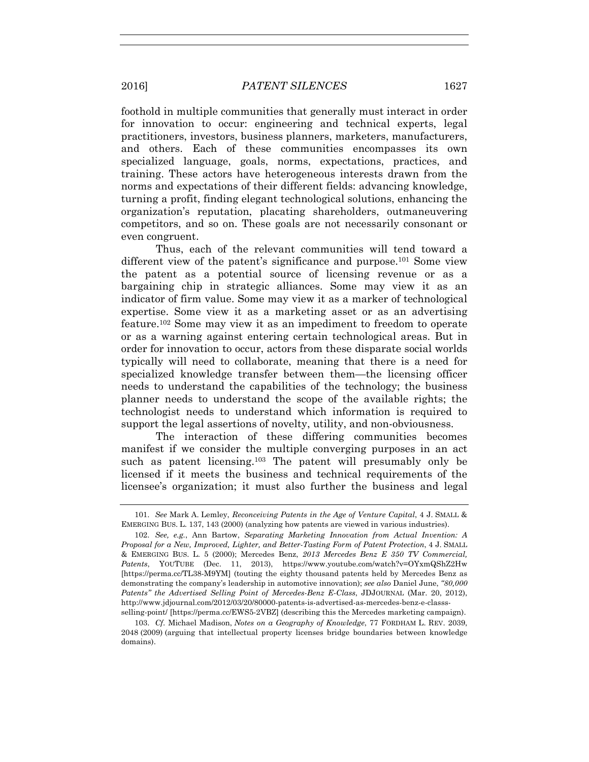foothold in multiple communities that generally must interact in order for innovation to occur: engineering and technical experts, legal practitioners, investors, business planners, marketers, manufacturers, and others. Each of these communities encompasses its own specialized language, goals, norms, expectations, practices, and training. These actors have heterogeneous interests drawn from the norms and expectations of their different fields: advancing knowledge, turning a profit, finding elegant technological solutions, enhancing the organization's reputation, placating shareholders, outmaneuvering competitors, and so on. These goals are not necessarily consonant or even congruent.

Thus, each of the relevant communities will tend toward a different view of the patent's significance and purpose.[101] Some view the patent as a potential source of licensing revenue or as a bargaining chip in strategic alliances. Some may view it as an indicator of firm value. Some may view it as a marker of technological expertise. Some view it as a marketing asset or as an advertising feature.[102] Some may view it as an impediment to freedom to operate or as a warning against entering certain technological areas. But in order for innovation to occur, actors from these disparate social worlds typically will need to collaborate, meaning that there is a need for specialized knowledge transfer between them—the licensing officer needs to understand the capabilities of the technology; the business planner needs to understand the scope of the available rights; the technologist needs to understand which information is required to support the legal assertions of novelty, utility, and non-obviousness.

The interaction of these differing communities becomes manifest if we consider the multiple converging purposes in an act such as patent licensing.[103] The patent will presumably only be licensed if it meets the business and technical requirements of the licensee's organization; it must also further the business and legal

---

101. *See* Mark A. Lemley, *Reconceiving Patents in the Age of Venture Capital*, 4 J. SMALL & EMERGING BUS. L. 137, 143 (2000) (analyzing how patents are viewed in various industries).

102. *See, e.g.*, Ann Bartow, *Separating Marketing Innovation from Actual Invention: A Proposal for a New, Improved, Lighter, and Better-Tasting Form of Patent Protection*, 4 J. SMALL & EMERGING BUS. L. 5 (2000); Mercedes Benz, *2013 Mercedes Benz E 350 TV Commercial, Patents*, YOUTUBE (Dec. 11, 2013), https://www.youtube.com/watch?v=OYxmQShZ2Hw [https://perma.cc/TL38-M9YM] (touting the eighty thousand patents held by Mercedes Benz as demonstrating the company's leadership in automotive innovation); *see also* Daniel June, *"80,000 Patents" the Advertised Selling Point of Mercedes-Benz E-Class*, JDJOURNAL (Mar. 20, 2012), http://www.jdjournal.com/2012/03/20/80000-patents-is-advertised-as-mercedes-benz-e-classs-selling-point/ [https://perma.cc/EWS5-2VBZ] (describing this the Mercedes marketing campaign).

103. *Cf.* Michael Madison, *Notes on a Geography of Knowledge*, 77 FORDHAM L. REV. 2039, 2048 (2009) (arguing that intellectual property licenses bridge boundaries between knowledge domains).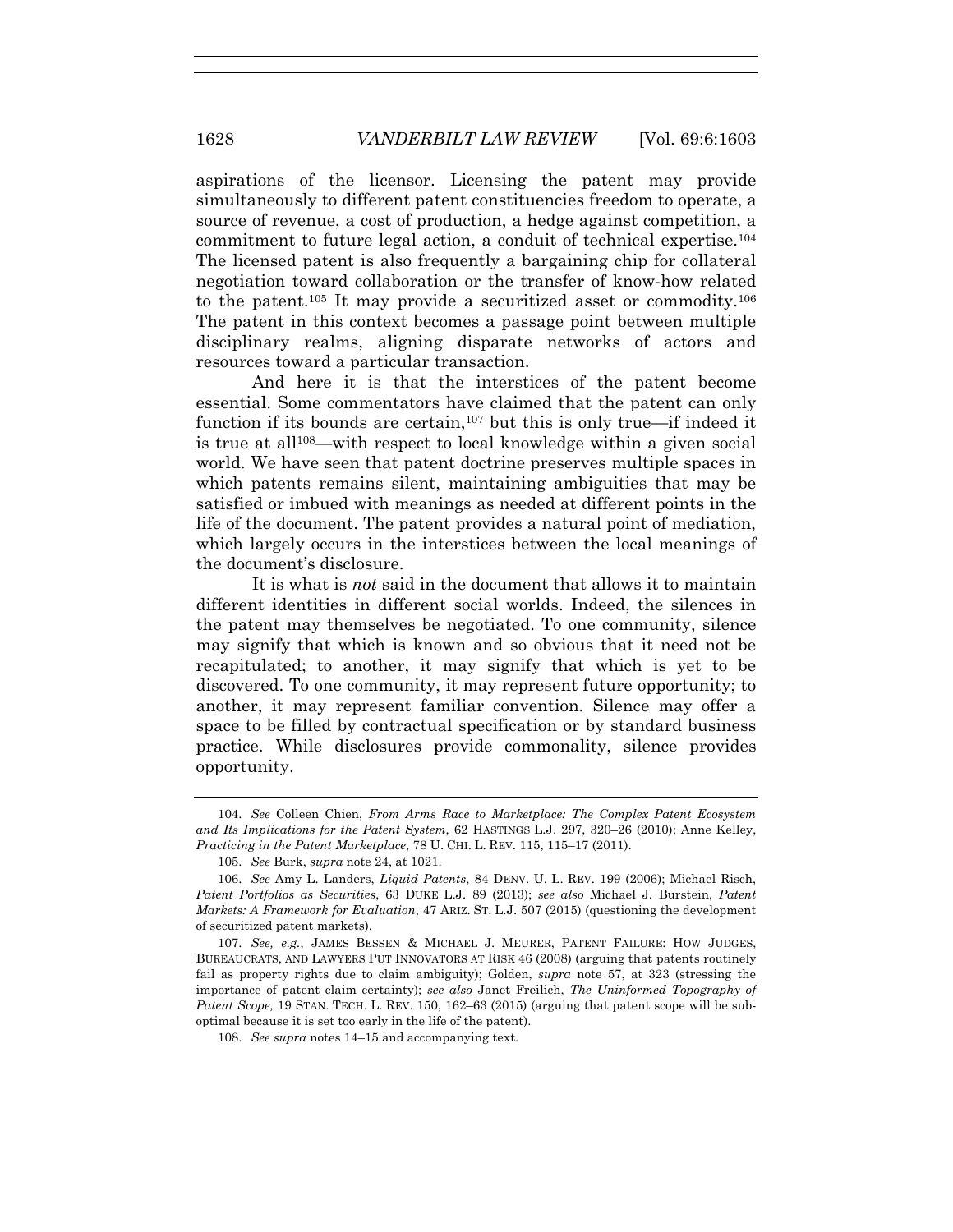aspirations of the licensor. Licensing the patent may provide simultaneously to different patent constituencies freedom to operate, a source of revenue, a cost of production, a hedge against competition, a commitment to future legal action, a conduit of technical expertise.[104] The licensed patent is also frequently a bargaining chip for collateral negotiation toward collaboration or the transfer of know-how related to the patent.[105] It may provide a securitized asset or commodity.[106] The patent in this context becomes a passage point between multiple disciplinary realms, aligning disparate networks of actors and resources toward a particular transaction.

And here it is that the interstices of the patent become essential. Some commentators have claimed that the patent can only function if its bounds are certain,[107] but this is only true—if indeed it is true at all[108]—with respect to local knowledge within a given social world. We have seen that patent doctrine preserves multiple spaces in which patents remains silent, maintaining ambiguities that may be satisfied or imbued with meanings as needed at different points in the life of the document. The patent provides a natural point of mediation, which largely occurs in the interstices between the local meanings of the document's disclosure.

It is what is *not* said in the document that allows it to maintain different identities in different social worlds. Indeed, the silences in the patent may themselves be negotiated. To one community, silence may signify that which is known and so obvious that it need not be recapitulated; to another, it may signify that which is yet to be discovered. To one community, it may represent future opportunity; to another, it may represent familiar convention. Silence may offer a space to be filled by contractual specification or by standard business practice. While disclosures provide commonality, silence provides opportunity.

---

104. *See* Colleen Chien, *From Arms Race to Marketplace: The Complex Patent Ecosystem and Its Implications for the Patent System*, 62 HASTINGS L.J. 297, 320–26 (2010); Anne Kelley, *Practicing in the Patent Marketplace*, 78 U. CHI. L. REV. 115, 115–17 (2011).

105. *See* Burk, *supra* note 24, at 1021.

106. *See* Amy L. Landers, *Liquid Patents*, 84 DENV. U. L. REV. 199 (2006); Michael Risch, *Patent Portfolios as Securities*, 63 DUKE L.J. 89 (2013); *see also* Michael J. Burstein, *Patent Markets: A Framework for Evaluation*, 47 ARIZ. ST. L.J. 507 (2015) (questioning the development of securitized patent markets).

107. *See, e.g.*, JAMES BESSEN & MICHAEL J. MEURER, PATENT FAILURE: HOW JUDGES, BUREAUCRATS, AND LAWYERS PUT INNOVATORS AT RISK 46 (2008) (arguing that patents routinely fail as property rights due to claim ambiguity); Golden, *supra* note 57, at 323 (stressing the importance of patent claim certainty); *see also* Janet Freilich, *The Uninformed Topography of Patent Scope,* 19 STAN. TECH. L. REV. 150, 162–63 (2015) (arguing that patent scope will be sub-optimal because it is set too early in the life of the patent).

108. *See supra* notes 14–15 and accompanying text.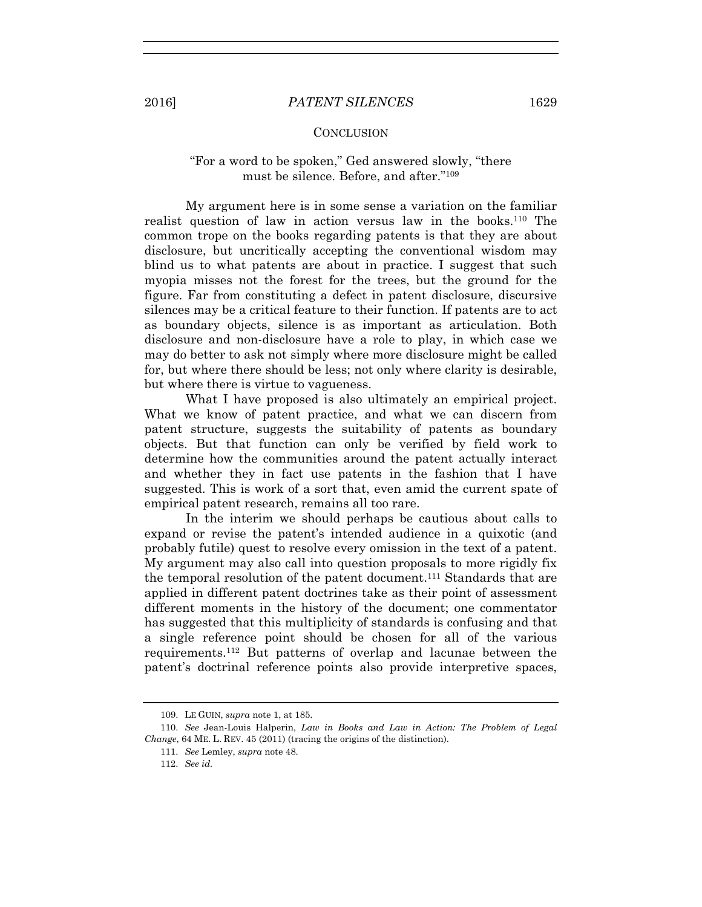## CONCLUSION

> "For a word to be spoken," Ged answered slowly, "there must be silence. Before, and after."[109]

My argument here is in some sense a variation on the familiar realist question of law in action versus law in the books.[110] The common trope on the books regarding patents is that they are about disclosure, but uncritically accepting the conventional wisdom may blind us to what patents are about in practice. I suggest that such myopia misses not the forest for the trees, but the ground for the figure. Far from constituting a defect in patent disclosure, discursive silences may be a critical feature to their function. If patents are to act as boundary objects, silence is as important as articulation. Both disclosure and non-disclosure have a role to play, in which case we may do better to ask not simply where more disclosure might be called for, but where there should be less; not only where clarity is desirable, but where there is virtue to vagueness.

What I have proposed is also ultimately an empirical project. What we know of patent practice, and what we can discern from patent structure, suggests the suitability of patents as boundary objects. But that function can only be verified by field work to determine how the communities around the patent actually interact and whether they in fact use patents in the fashion that I have suggested. This is work of a sort that, even amid the current spate of empirical patent research, remains all too rare.

In the interim we should perhaps be cautious about calls to expand or revise the patent's intended audience in a quixotic (and probably futile) quest to resolve every omission in the text of a patent. My argument may also call into question proposals to more rigidly fix the temporal resolution of the patent document.[111] Standards that are applied in different patent doctrines take as their point of assessment different moments in the history of the document; one commentator has suggested that this multiplicity of standards is confusing and that a single reference point should be chosen for all of the various requirements.[112] But patterns of overlap and lacunae between the patent's doctrinal reference points also provide interpretive spaces,

---

109. LE GUIN, *supra* note 1, at 185.

110. *See* Jean-Louis Halperin, *Law in Books and Law in Action: The Problem of Legal Change*, 64 ME. L. REV. 45 (2011) (tracing the origins of the distinction).

111. *See* Lemley, *supra* note 48.

112. *See id.*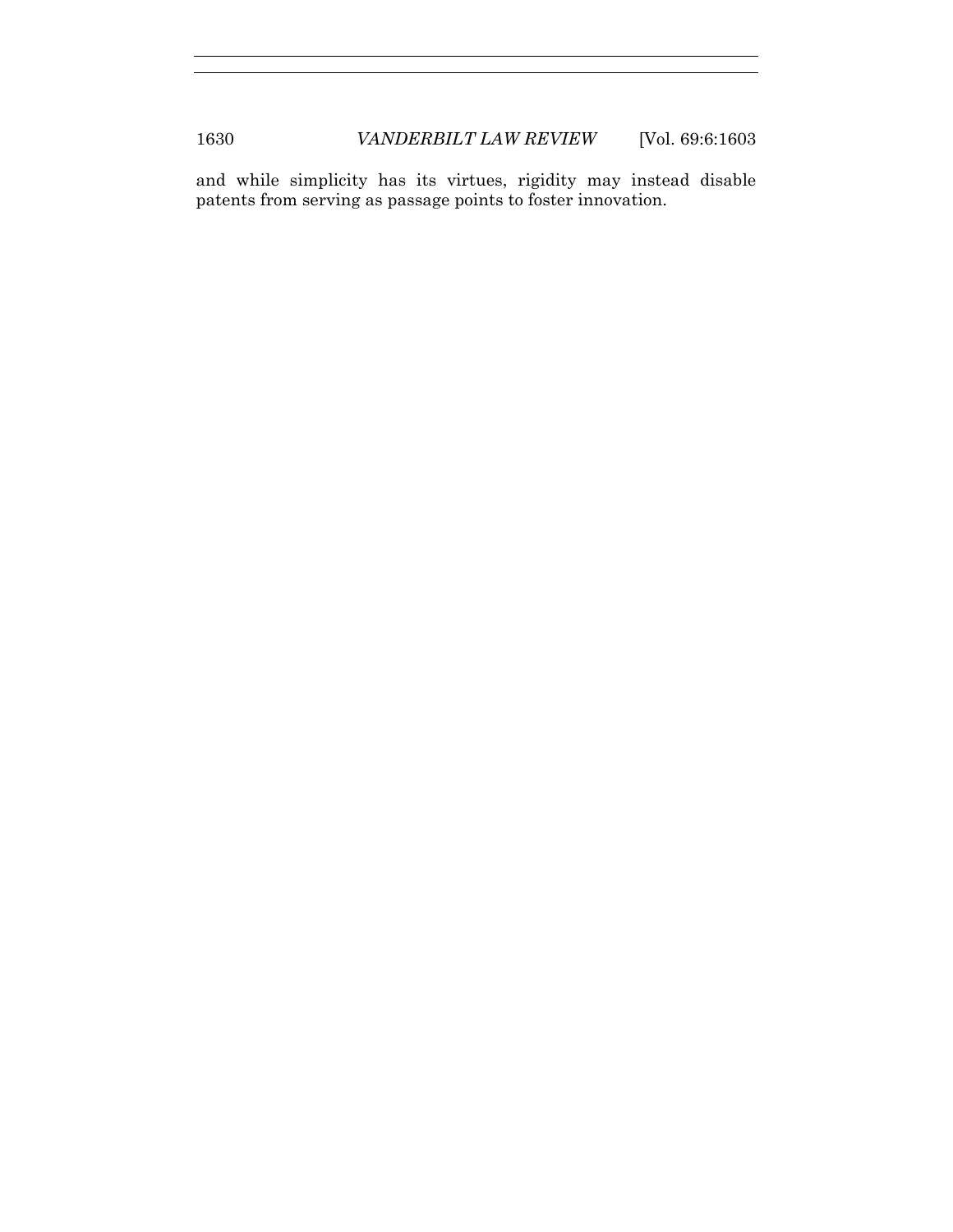and while simplicity has its virtues, rigidity may instead disable patents from serving as passage points to foster innovation.